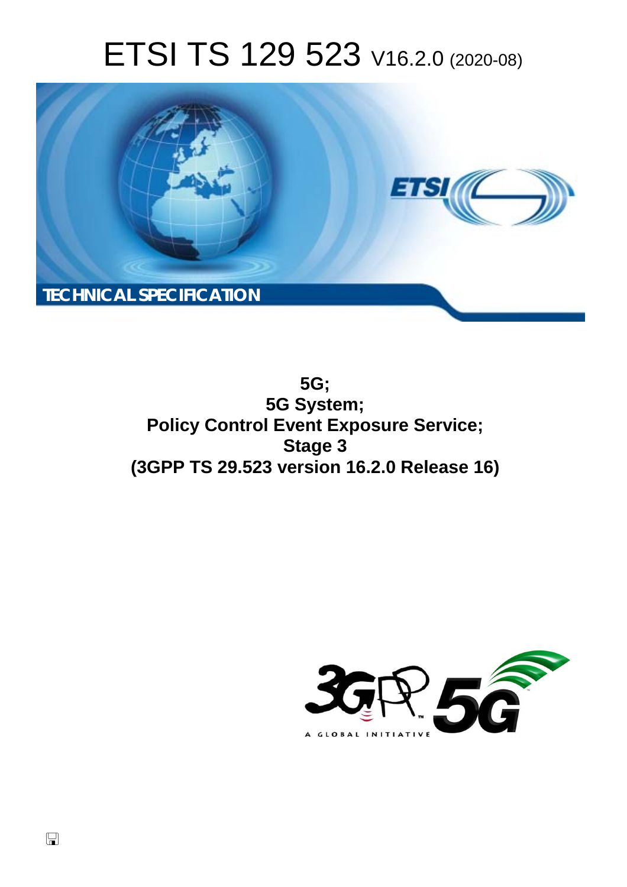# ETSI TS 129 523 V16.2.0 (2020-08)

TECHNICAL SPECIFICATION

**5G;**
**5G System;**
**Policy Control Event Exposure Service;**
**Stage 3**
**(3GPP TS 29.523 version 16.2.0 Release 16)**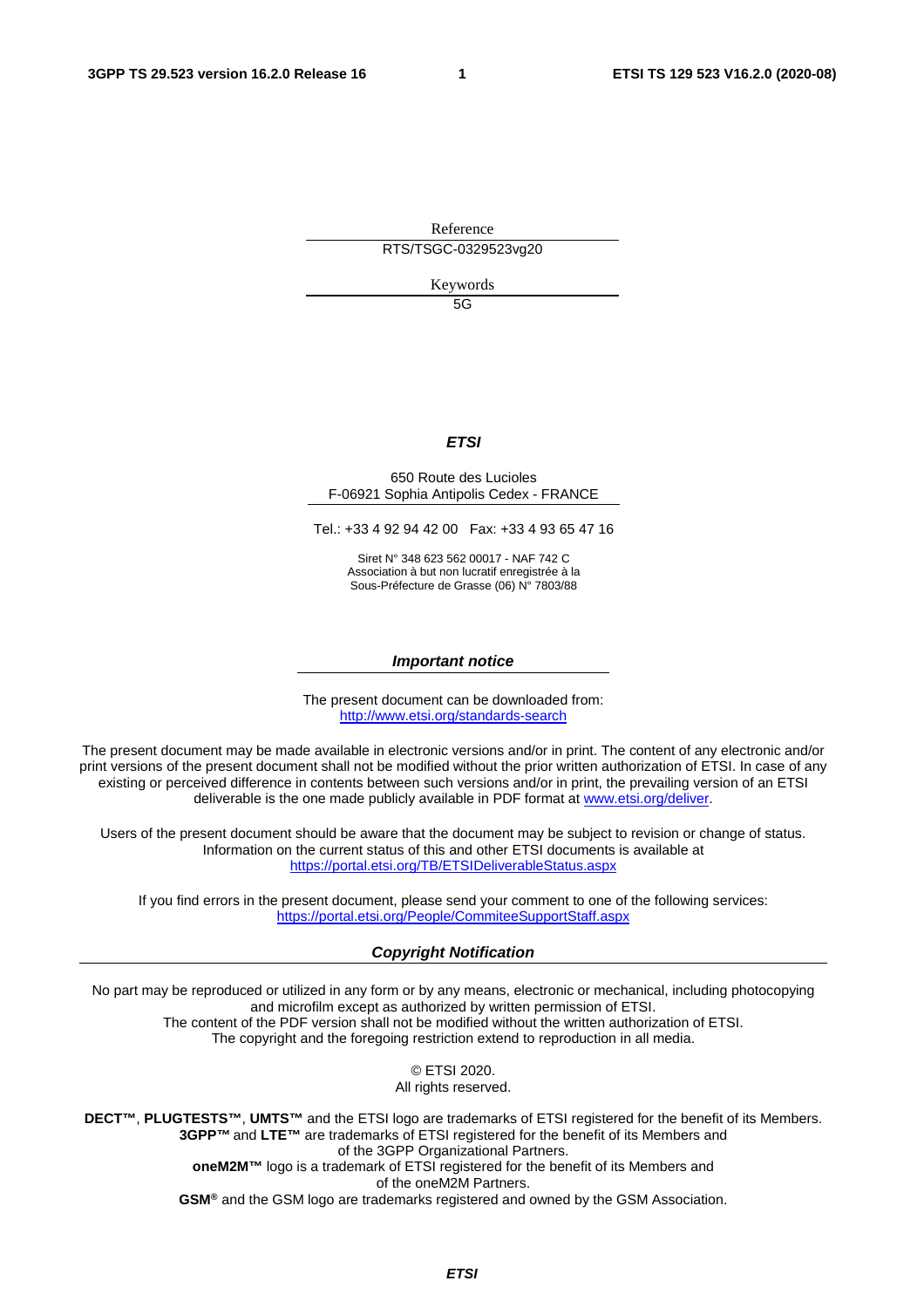Reference

RTS/TSGC-0329523vg20

Keywords

5G

***ETSI***

650 Route des Lucioles
F-06921 Sophia Antipolis Cedex - FRANCE

Tel.: +33 4 92 94 42 00   Fax: +33 4 93 65 47 16

Siret N° 348 623 562 00017 - NAF 742 C
Association à but non lucratif enregistrée à la
Sous-Préfecture de Grasse (06) N° 7803/88

***Important notice***

The present document can be downloaded from:
http://www.etsi.org/standards-search

The present document may be made available in electronic versions and/or in print. The content of any electronic and/or print versions of the present document shall not be modified without the prior written authorization of ETSI. In case of any existing or perceived difference in contents between such versions and/or in print, the prevailing version of an ETSI deliverable is the one made publicly available in PDF format at www.etsi.org/deliver.

Users of the present document should be aware that the document may be subject to revision or change of status. Information on the current status of this and other ETSI documents is available at https://portal.etsi.org/TB/ETSIDeliverableStatus.aspx

If you find errors in the present document, please send your comment to one of the following services:
https://portal.etsi.org/People/CommiteeSupportStaff.aspx

***Copyright Notification***

No part may be reproduced or utilized in any form or by any means, electronic or mechanical, including photocopying and microfilm except as authorized by written permission of ETSI.
The content of the PDF version shall not be modified without the written authorization of ETSI.
The copyright and the foregoing restriction extend to reproduction in all media.

© ETSI 2020.
All rights reserved.

**DECT™**, **PLUGTESTS™**, **UMTS™** and the ETSI logo are trademarks of ETSI registered for the benefit of its Members.
**3GPP™** and **LTE™** are trademarks of ETSI registered for the benefit of its Members and of the 3GPP Organizational Partners.
**oneM2M™** logo is a trademark of ETSI registered for the benefit of its Members and of the oneM2M Partners.
**GSM®** and the GSM logo are trademarks registered and owned by the GSM Association.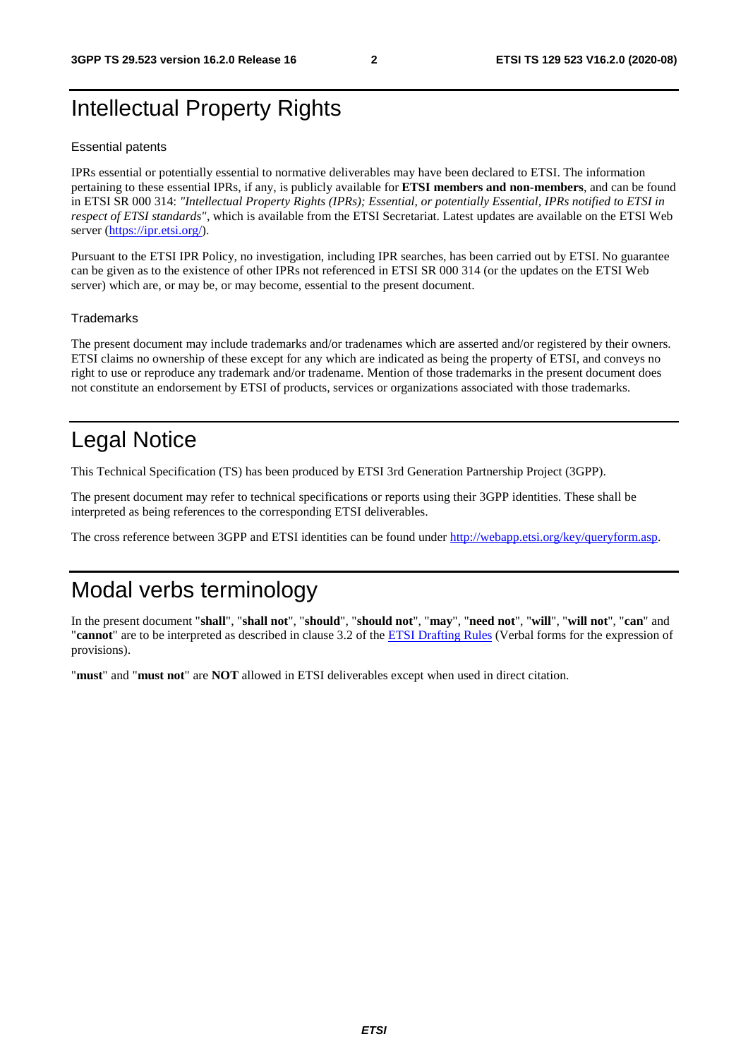# Intellectual Property Rights

Essential patents

IPRs essential or potentially essential to normative deliverables may have been declared to ETSI. The information pertaining to these essential IPRs, if any, is publicly available for **ETSI members and non-members**, and can be found in ETSI SR 000 314: *"Intellectual Property Rights (IPRs); Essential, or potentially Essential, IPRs notified to ETSI in respect of ETSI standards"*, which is available from the ETSI Secretariat. Latest updates are available on the ETSI Web server (https://ipr.etsi.org/).

Pursuant to the ETSI IPR Policy, no investigation, including IPR searches, has been carried out by ETSI. No guarantee can be given as to the existence of other IPRs not referenced in ETSI SR 000 314 (or the updates on the ETSI Web server) which are, or may be, or may become, essential to the present document.

Trademarks

The present document may include trademarks and/or tradenames which are asserted and/or registered by their owners. ETSI claims no ownership of these except for any which are indicated as being the property of ETSI, and conveys no right to use or reproduce any trademark and/or tradename. Mention of those trademarks in the present document does not constitute an endorsement by ETSI of products, services or organizations associated with those trademarks.

# Legal Notice

This Technical Specification (TS) has been produced by ETSI 3rd Generation Partnership Project (3GPP).

The present document may refer to technical specifications or reports using their 3GPP identities. These shall be interpreted as being references to the corresponding ETSI deliverables.

The cross reference between 3GPP and ETSI identities can be found under http://webapp.etsi.org/key/queryform.asp.

# Modal verbs terminology

In the present document "**shall**", "**shall not**", "**should**", "**should not**", "**may**", "**need not**", "**will**", "**will not**", "**can**" and "**cannot**" are to be interpreted as described in clause 3.2 of the ETSI Drafting Rules (Verbal forms for the expression of provisions).

"**must**" and "**must not**" are **NOT** allowed in ETSI deliverables except when used in direct citation.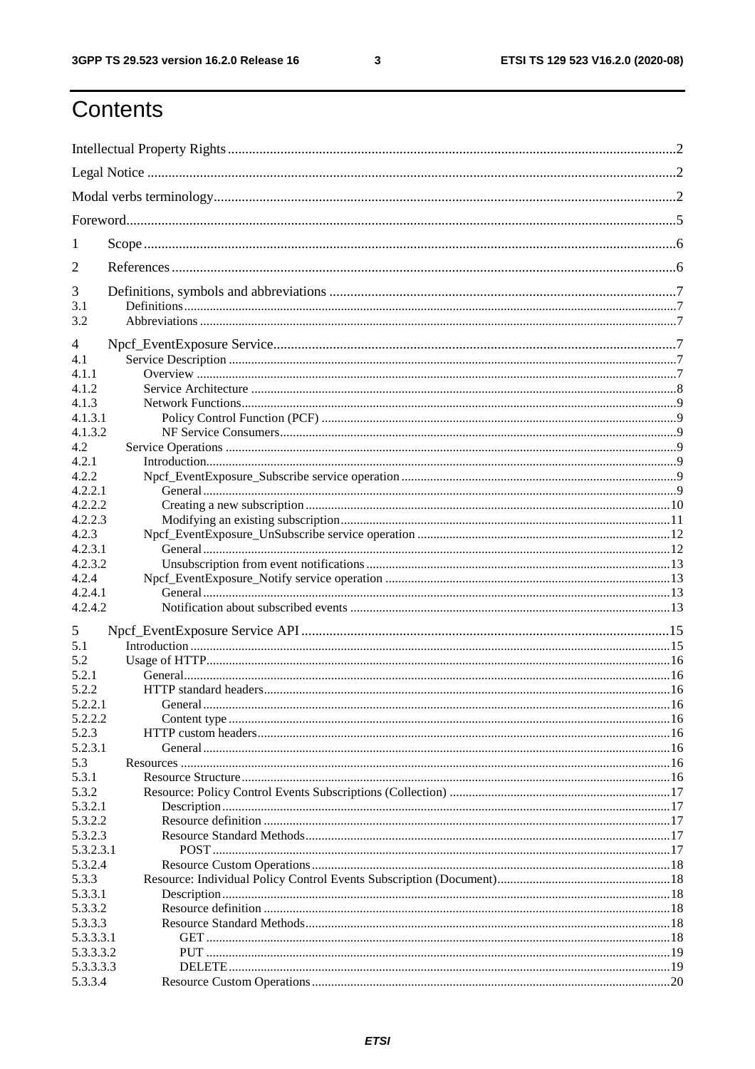# Contents

Intellectual Property Rights ..... 2

Legal Notice ..... 2

Modal verbs terminology ..... 2

Foreword ..... 5

1 Scope ..... 6

2 References ..... 6

3 Definitions, symbols and abbreviations ..... 7

3.1 Definitions ..... 7

3.2 Abbreviations ..... 7

4 Npcf_EventExposure Service ..... 7

4.1 Service Description ..... 7

4.1.1 Overview ..... 7

4.1.2 Service Architecture ..... 8

4.1.3 Network Functions ..... 9

4.1.3.1 Policy Control Function (PCF) ..... 9

4.1.3.2 NF Service Consumers ..... 9

4.2 Service Operations ..... 9

4.2.1 Introduction ..... 9

4.2.2 Npcf_EventExposure_Subscribe service operation ..... 9

4.2.2.1 General ..... 9

4.2.2.2 Creating a new subscription ..... 10

4.2.2.3 Modifying an existing subscription ..... 11

4.2.3 Npcf_EventExposure_UnSubscribe service operation ..... 12

4.2.3.1 General ..... 12

4.2.3.2 Unsubscription from event notifications ..... 13

4.2.4 Npcf_EventExposure_Notify service operation ..... 13

4.2.4.1 General ..... 13

4.2.4.2 Notification about subscribed events ..... 13

5 Npcf_EventExposure Service API ..... 15

5.1 Introduction ..... 15

5.2 Usage of HTTP ..... 16

5.2.1 General ..... 16

5.2.2 HTTP standard headers ..... 16

5.2.2.1 General ..... 16

5.2.2.2 Content type ..... 16

5.2.3 HTTP custom headers ..... 16

5.2.3.1 General ..... 16

5.3 Resources ..... 16

5.3.1 Resource Structure ..... 16

5.3.2 Resource: Policy Control Events Subscriptions (Collection) ..... 17

5.3.2.1 Description ..... 17

5.3.2.2 Resource definition ..... 17

5.3.2.3 Resource Standard Methods ..... 17

5.3.2.3.1 POST ..... 17

5.3.2.4 Resource Custom Operations ..... 18

5.3.3 Resource: Individual Policy Control Events Subscription (Document) ..... 18

5.3.3.1 Description ..... 18

5.3.3.2 Resource definition ..... 18

5.3.3.3 Resource Standard Methods ..... 18

5.3.3.3.1 GET ..... 18

5.3.3.3.2 PUT ..... 19

5.3.3.3.3 DELETE ..... 19

5.3.3.4 Resource Custom Operations ..... 20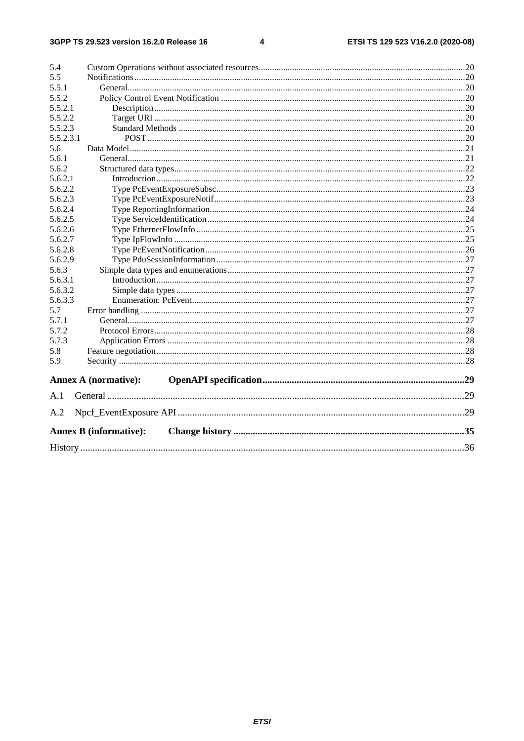| | | |
|---|---|---|
| 5.4 | Custom Operations without associated resources | 20 |
| 5.5 | Notifications | 20 |
| 5.5.1 | General | 20 |
| 5.5.2 | Policy Control Event Notification | 20 |
| 5.5.2.1 | Description | 20 |
| 5.5.2.2 | Target URI | 20 |
| 5.5.2.3 | Standard Methods | 20 |
| 5.5.2.3.1 | POST | 20 |
| 5.6 | Data Model | 21 |
| 5.6.1 | General | 21 |
| 5.6.2 | Structured data types | 22 |
| 5.6.2.1 | Introduction | 22 |
| 5.6.2.2 | Type PcEventExposureSubsc | 23 |
| 5.6.2.3 | Type PcEventExposureNotif | 23 |
| 5.6.2.4 | Type ReportingInformation | 24 |
| 5.6.2.5 | Type ServiceIdentification | 24 |
| 5.6.2.6 | Type EthernetFlowInfo | 25 |
| 5.6.2.7 | Type IpFlowInfo | 25 |
| 5.6.2.8 | Type PcEventNotification | 26 |
| 5.6.2.9 | Type PduSessionInformation | 27 |
| 5.6.3 | Simple data types and enumerations | 27 |
| 5.6.3.1 | Introduction | 27 |
| 5.6.3.2 | Simple data types | 27 |
| 5.6.3.3 | Enumeration: PcEvent | 27 |
| 5.7 | Error handling | 27 |
| 5.7.1 | General | 27 |
| 5.7.2 | Protocol Errors | 28 |
| 5.7.3 | Application Errors | 28 |
| 5.8 | Feature negotiation | 28 |
| 5.9 | Security | 28 |
| **Annex A (normative):** | **OpenAPI specification** | **29** |
| A.1 | General | 29 |
| A.2 | Npcf_EventExposure API | 29 |
| **Annex B (informative):** | **Change history** | **35** |
| History | | 36 |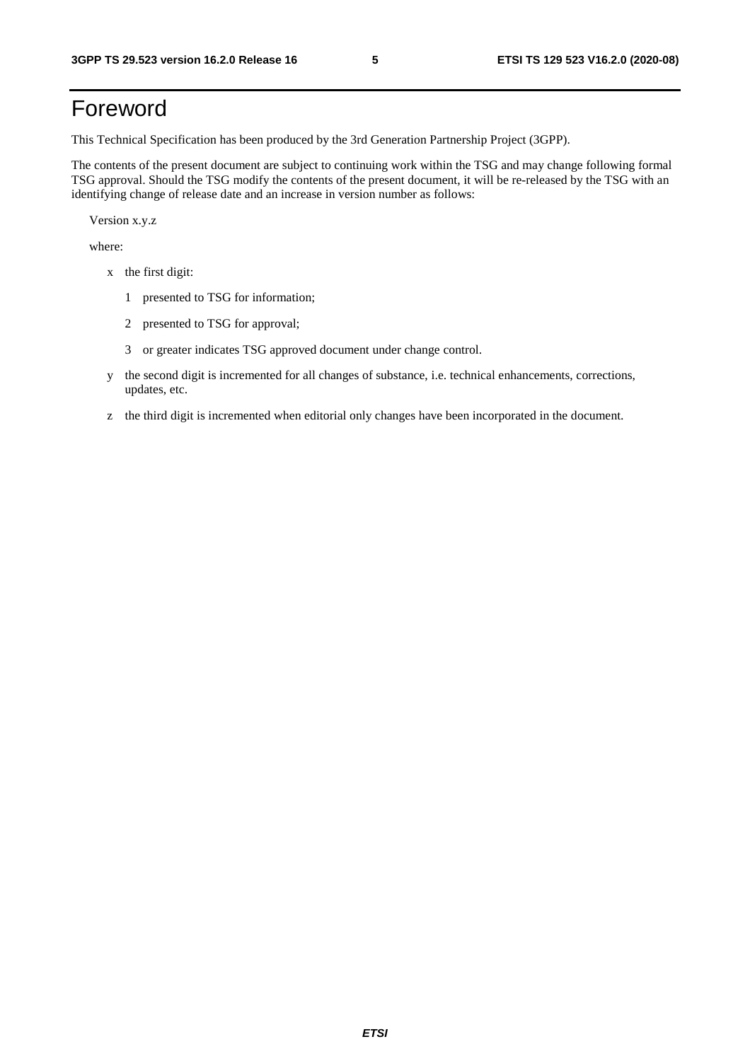# Foreword

This Technical Specification has been produced by the 3rd Generation Partnership Project (3GPP).

The contents of the present document are subject to continuing work within the TSG and may change following formal TSG approval. Should the TSG modify the contents of the present document, it will be re-released by the TSG with an identifying change of release date and an increase in version number as follows:

Version x.y.z

where:

- x the first digit:
  - 1 presented to TSG for information;
  - 2 presented to TSG for approval;
  - 3 or greater indicates TSG approved document under change control.
- y the second digit is incremented for all changes of substance, i.e. technical enhancements, corrections, updates, etc.
- z the third digit is incremented when editorial only changes have been incorporated in the document.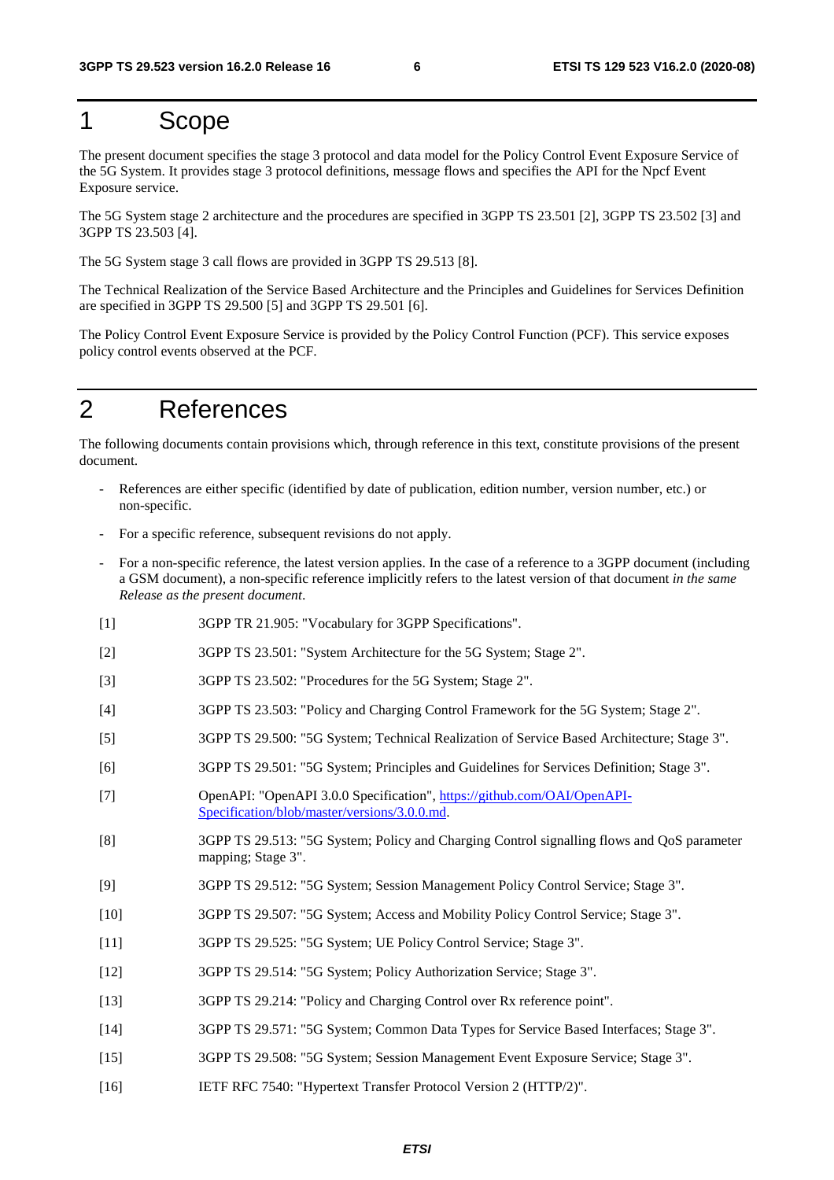# 1 Scope

The present document specifies the stage 3 protocol and data model for the Policy Control Event Exposure Service of the 5G System. It provides stage 3 protocol definitions, message flows and specifies the API for the Npcf Event Exposure service.

The 5G System stage 2 architecture and the procedures are specified in 3GPP TS 23.501 [2], 3GPP TS 23.502 [3] and 3GPP TS 23.503 [4].

The 5G System stage 3 call flows are provided in 3GPP TS 29.513 [8].

The Technical Realization of the Service Based Architecture and the Principles and Guidelines for Services Definition are specified in 3GPP TS 29.500 [5] and 3GPP TS 29.501 [6].

The Policy Control Event Exposure Service is provided by the Policy Control Function (PCF). This service exposes policy control events observed at the PCF.

# 2 References

The following documents contain provisions which, through reference in this text, constitute provisions of the present document.

- References are either specific (identified by date of publication, edition number, version number, etc.) or non-specific.
- For a specific reference, subsequent revisions do not apply.
- For a non-specific reference, the latest version applies. In the case of a reference to a 3GPP document (including a GSM document), a non-specific reference implicitly refers to the latest version of that document *in the same Release as the present document*.

[1] 3GPP TR 21.905: "Vocabulary for 3GPP Specifications".

[2] 3GPP TS 23.501: "System Architecture for the 5G System; Stage 2".

[3] 3GPP TS 23.502: "Procedures for the 5G System; Stage 2".

[4] 3GPP TS 23.503: "Policy and Charging Control Framework for the 5G System; Stage 2".

[5] 3GPP TS 29.500: "5G System; Technical Realization of Service Based Architecture; Stage 3".

[6] 3GPP TS 29.501: "5G System; Principles and Guidelines for Services Definition; Stage 3".

[7] OpenAPI: "OpenAPI 3.0.0 Specification", https://github.com/OAI/OpenAPI-Specification/blob/master/versions/3.0.0.md.

[8] 3GPP TS 29.513: "5G System; Policy and Charging Control signalling flows and QoS parameter mapping; Stage 3".

[9] 3GPP TS 29.512: "5G System; Session Management Policy Control Service; Stage 3".

[10] 3GPP TS 29.507: "5G System; Access and Mobility Policy Control Service; Stage 3".

[11] 3GPP TS 29.525: "5G System; UE Policy Control Service; Stage 3".

[12] 3GPP TS 29.514: "5G System; Policy Authorization Service; Stage 3".

[13] 3GPP TS 29.214: "Policy and Charging Control over Rx reference point".

[14] 3GPP TS 29.571: "5G System; Common Data Types for Service Based Interfaces; Stage 3".

[15] 3GPP TS 29.508: "5G System; Session Management Event Exposure Service; Stage 3".

[16] IETF RFC 7540: "Hypertext Transfer Protocol Version 2 (HTTP/2)".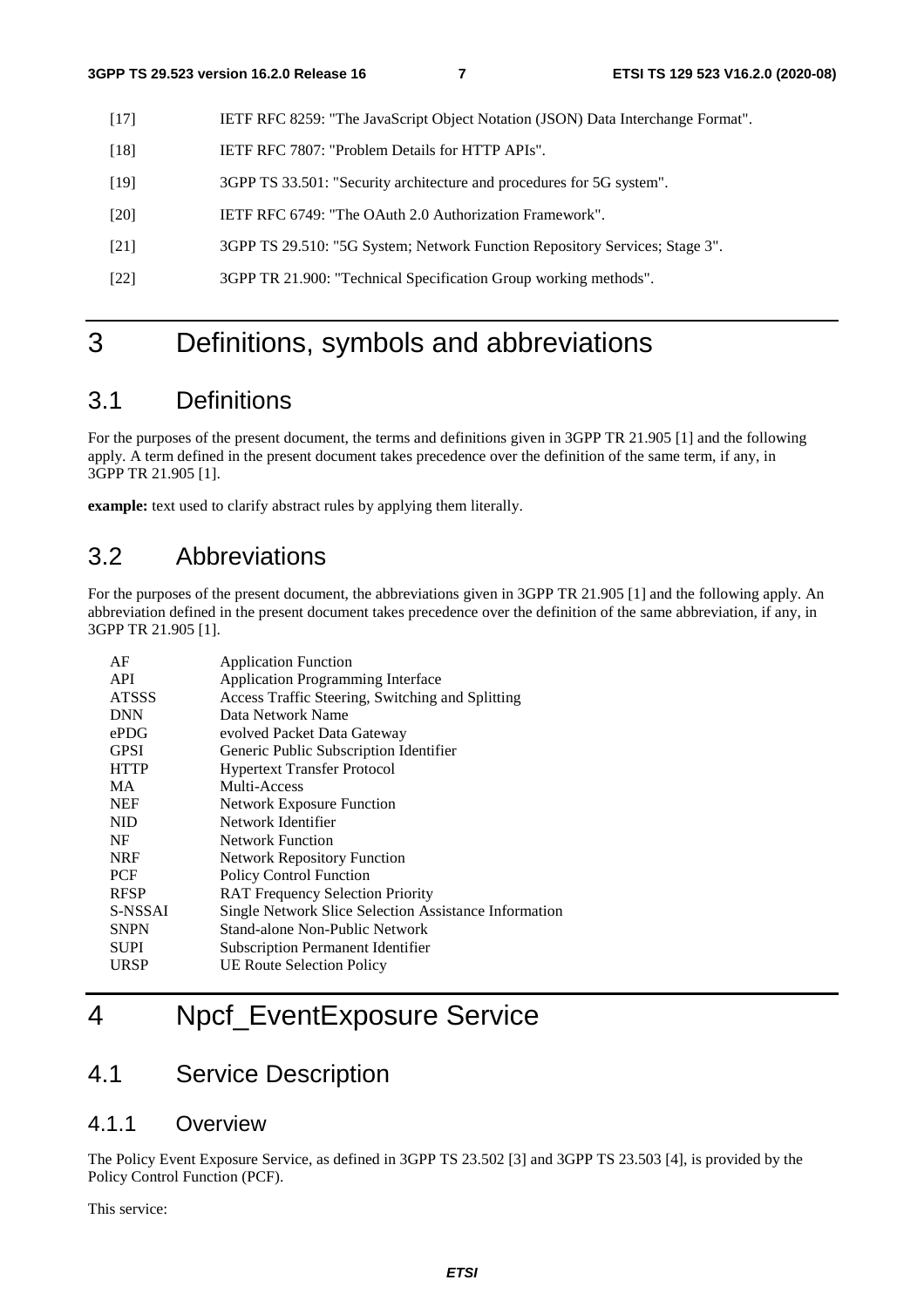[17] IETF RFC 8259: "The JavaScript Object Notation (JSON) Data Interchange Format".

[18] IETF RFC 7807: "Problem Details for HTTP APIs".

[19] 3GPP TS 33.501: "Security architecture and procedures for 5G system".

[20] IETF RFC 6749: "The OAuth 2.0 Authorization Framework".

[21] 3GPP TS 29.510: "5G System; Network Function Repository Services; Stage 3".

[22] 3GPP TR 21.900: "Technical Specification Group working methods".

# 3 Definitions, symbols and abbreviations

## 3.1 Definitions

For the purposes of the present document, the terms and definitions given in 3GPP TR 21.905 [1] and the following apply. A term defined in the present document takes precedence over the definition of the same term, if any, in 3GPP TR 21.905 [1].

**example:** text used to clarify abstract rules by applying them literally.

## 3.2 Abbreviations

For the purposes of the present document, the abbreviations given in 3GPP TR 21.905 [1] and the following apply. An abbreviation defined in the present document takes precedence over the definition of the same abbreviation, if any, in 3GPP TR 21.905 [1].

| | |
|---|---|
| AF | Application Function |
| API | Application Programming Interface |
| ATSSS | Access Traffic Steering, Switching and Splitting |
| DNN | Data Network Name |
| ePDG | evolved Packet Data Gateway |
| GPSI | Generic Public Subscription Identifier |
| HTTP | Hypertext Transfer Protocol |
| MA | Multi-Access |
| NEF | Network Exposure Function |
| NID | Network Identifier |
| NF | Network Function |
| NRF | Network Repository Function |
| PCF | Policy Control Function |
| RFSP | RAT Frequency Selection Priority |
| S-NSSAI | Single Network Slice Selection Assistance Information |
| SNPN | Stand-alone Non-Public Network |
| SUPI | Subscription Permanent Identifier |
| URSP | UE Route Selection Policy |

# 4 Npcf_EventExposure Service

## 4.1 Service Description

### 4.1.1 Overview

The Policy Event Exposure Service, as defined in 3GPP TS 23.502 [3] and 3GPP TS 23.503 [4], is provided by the Policy Control Function (PCF).

This service: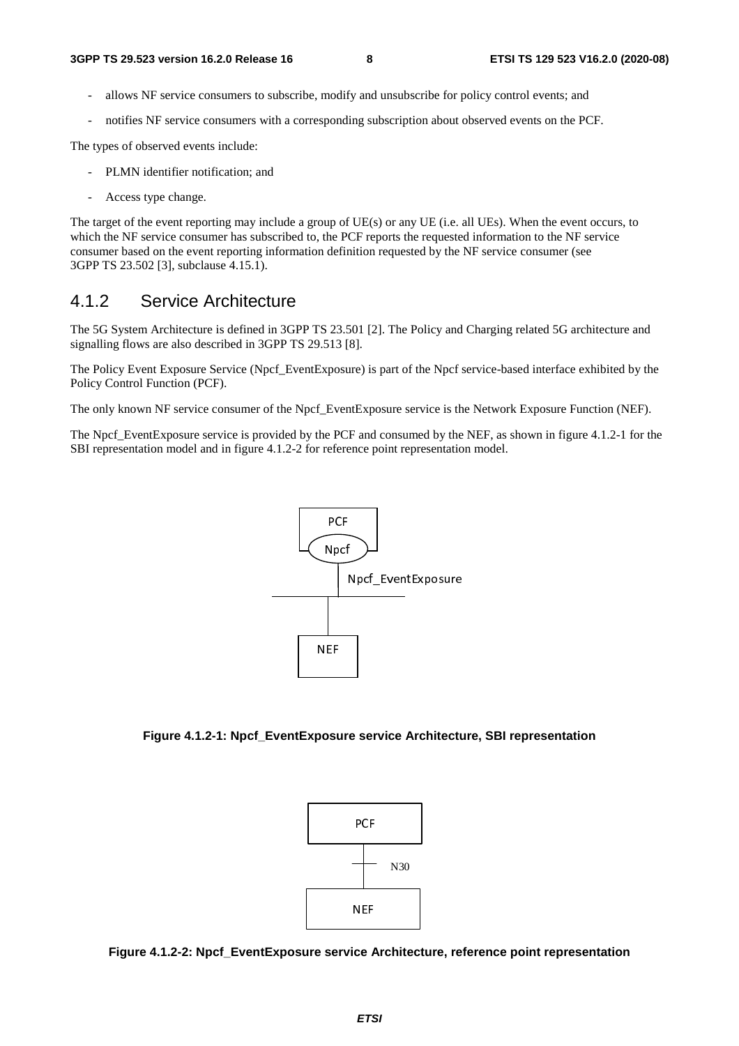- allows NF service consumers to subscribe, modify and unsubscribe for policy control events; and
- notifies NF service consumers with a corresponding subscription about observed events on the PCF.

The types of observed events include:

- PLMN identifier notification; and
- Access type change.

The target of the event reporting may include a group of UE(s) or any UE (i.e. all UEs). When the event occurs, to which the NF service consumer has subscribed to, the PCF reports the requested information to the NF service consumer based on the event reporting information definition requested by the NF service consumer (see 3GPP TS 23.502 [3], subclause 4.15.1).

## 4.1.2 Service Architecture

The 5G System Architecture is defined in 3GPP TS 23.501 [2]. The Policy and Charging related 5G architecture and signalling flows are also described in 3GPP TS 29.513 [8].

The Policy Event Exposure Service (Npcf_EventExposure) is part of the Npcf service-based interface exhibited by the Policy Control Function (PCF).

The only known NF service consumer of the Npcf_EventExposure service is the Network Exposure Function (NEF).

The Npcf_EventExposure service is provided by the PCF and consumed by the NEF, as shown in figure 4.1.2-1 for the SBI representation model and in figure 4.1.2-2 for reference point representation model.

PCF

Npcf

Npcf_EventExposure

NEF

**Figure 4.1.2-1: Npcf_EventExposure service Architecture, SBI representation**

PCF

N30

NEF

**Figure 4.1.2-2: Npcf_EventExposure service Architecture, reference point representation**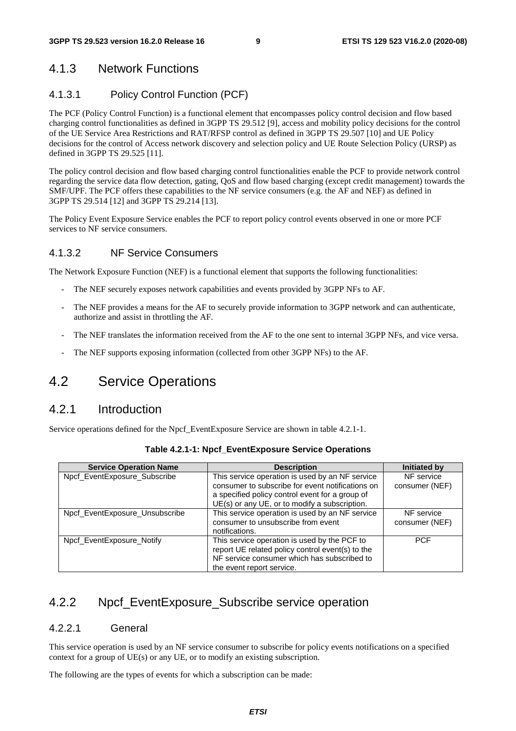### 4.1.3 Network Functions

#### 4.1.3.1 Policy Control Function (PCF)

The PCF (Policy Control Function) is a functional element that encompasses policy control decision and flow based charging control functionalities as defined in 3GPP TS 29.512 [9], access and mobility policy decisions for the control of the UE Service Area Restrictions and RAT/RFSP control as defined in 3GPP TS 29.507 [10] and UE Policy decisions for the control of Access network discovery and selection policy and UE Route Selection Policy (URSP) as defined in 3GPP TS 29.525 [11].

The policy control decision and flow based charging control functionalities enable the PCF to provide network control regarding the service data flow detection, gating, QoS and flow based charging (except credit management) towards the SMF/UPF. The PCF offers these capabilities to the NF service consumers (e.g. the AF and NEF) as defined in 3GPP TS 29.514 [12] and 3GPP TS 29.214 [13].

The Policy Event Exposure Service enables the PCF to report policy control events observed in one or more PCF services to NF service consumers.

#### 4.1.3.2 NF Service Consumers

The Network Exposure Function (NEF) is a functional element that supports the following functionalities:

- The NEF securely exposes network capabilities and events provided by 3GPP NFs to AF.
- The NEF provides a means for the AF to securely provide information to 3GPP network and can authenticate, authorize and assist in throttling the AF.
- The NEF translates the information received from the AF to the one sent to internal 3GPP NFs, and vice versa.
- The NEF supports exposing information (collected from other 3GPP NFs) to the AF.

## 4.2 Service Operations

### 4.2.1 Introduction

Service operations defined for the Npcf_EventExposure Service are shown in table 4.2.1-1.

**Table 4.2.1-1: Npcf_EventExposure Service Operations**

| Service Operation Name | Description | Initiated by |
|---|---|---|
| Npcf_EventExposure_Subscribe | This service operation is used by an NF service consumer to subscribe for event notifications on a specified policy control event for a group of UE(s) or any UE, or to modify a subscription. | NF service consumer (NEF) |
| Npcf_EventExposure_Unsubscribe | This service operation is used by an NF service consumer to unsubscribe from event notifications. | NF service consumer (NEF) |
| Npcf_EventExposure_Notify | This service operation is used by the PCF to report UE related policy control event(s) to the NF service consumer which has subscribed to the event report service. | PCF |

### 4.2.2 Npcf_EventExposure_Subscribe service operation

#### 4.2.2.1 General

This service operation is used by an NF service consumer to subscribe for policy events notifications on a specified context for a group of UE(s) or any UE, or to modify an existing subscription.

The following are the types of events for which a subscription can be made: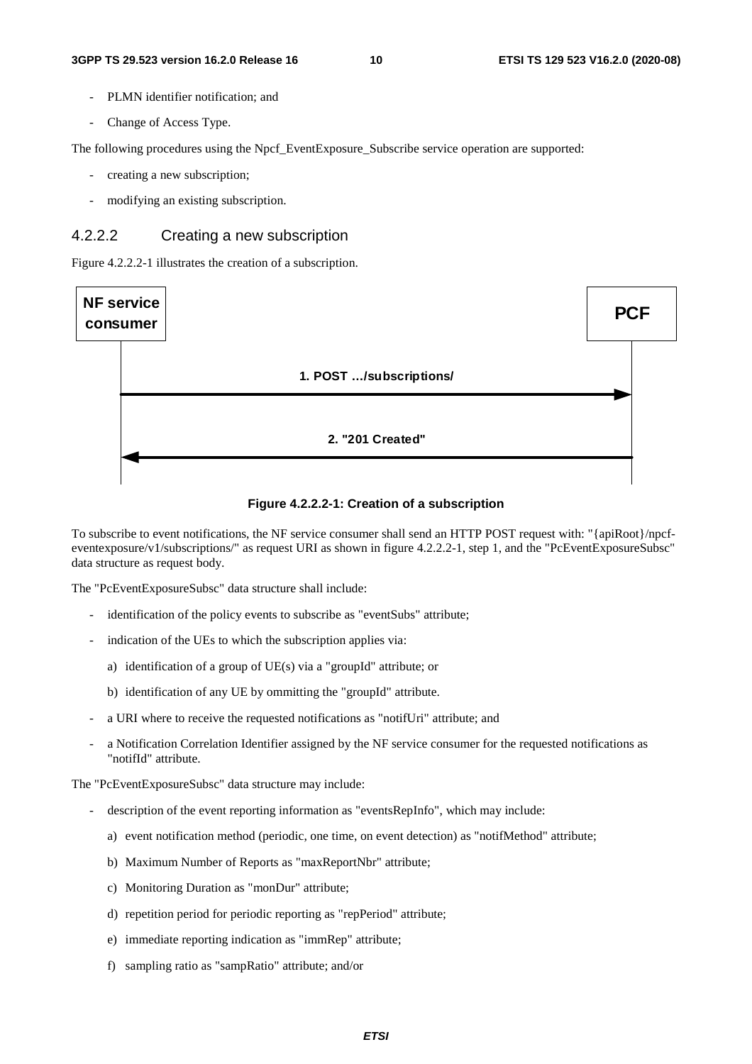- PLMN identifier notification; and
- Change of Access Type.

The following procedures using the Npcf_EventExposure_Subscribe service operation are supported:

- creating a new subscription;
- modifying an existing subscription.

### 4.2.2.2 Creating a new subscription

Figure 4.2.2.2-1 illustrates the creation of a subscription.

**Figure 4.2.2.2-1: Creation of a subscription**

To subscribe to event notifications, the NF service consumer shall send an HTTP POST request with: "{apiRoot}/npcf-eventexposure/v1/subscriptions/" as request URI as shown in figure 4.2.2.2-1, step 1, and the "PcEventExposureSubsc" data structure as request body.

The "PcEventExposureSubsc" data structure shall include:

- identification of the policy events to subscribe as "eventSubs" attribute;
- indication of the UEs to which the subscription applies via:
  - a) identification of a group of UE(s) via a "groupId" attribute; or
  - b) identification of any UE by ommitting the "groupId" attribute.
- a URI where to receive the requested notifications as "notifUri" attribute; and
- a Notification Correlation Identifier assigned by the NF service consumer for the requested notifications as "notifId" attribute.

The "PcEventExposureSubsc" data structure may include:

- description of the event reporting information as "eventsRepInfo", which may include:
  - a) event notification method (periodic, one time, on event detection) as "notifMethod" attribute;
  - b) Maximum Number of Reports as "maxReportNbr" attribute;
  - c) Monitoring Duration as "monDur" attribute;
  - d) repetition period for periodic reporting as "repPeriod" attribute;
  - e) immediate reporting indication as "immRep" attribute;
  - f) sampling ratio as "sampRatio" attribute; and/or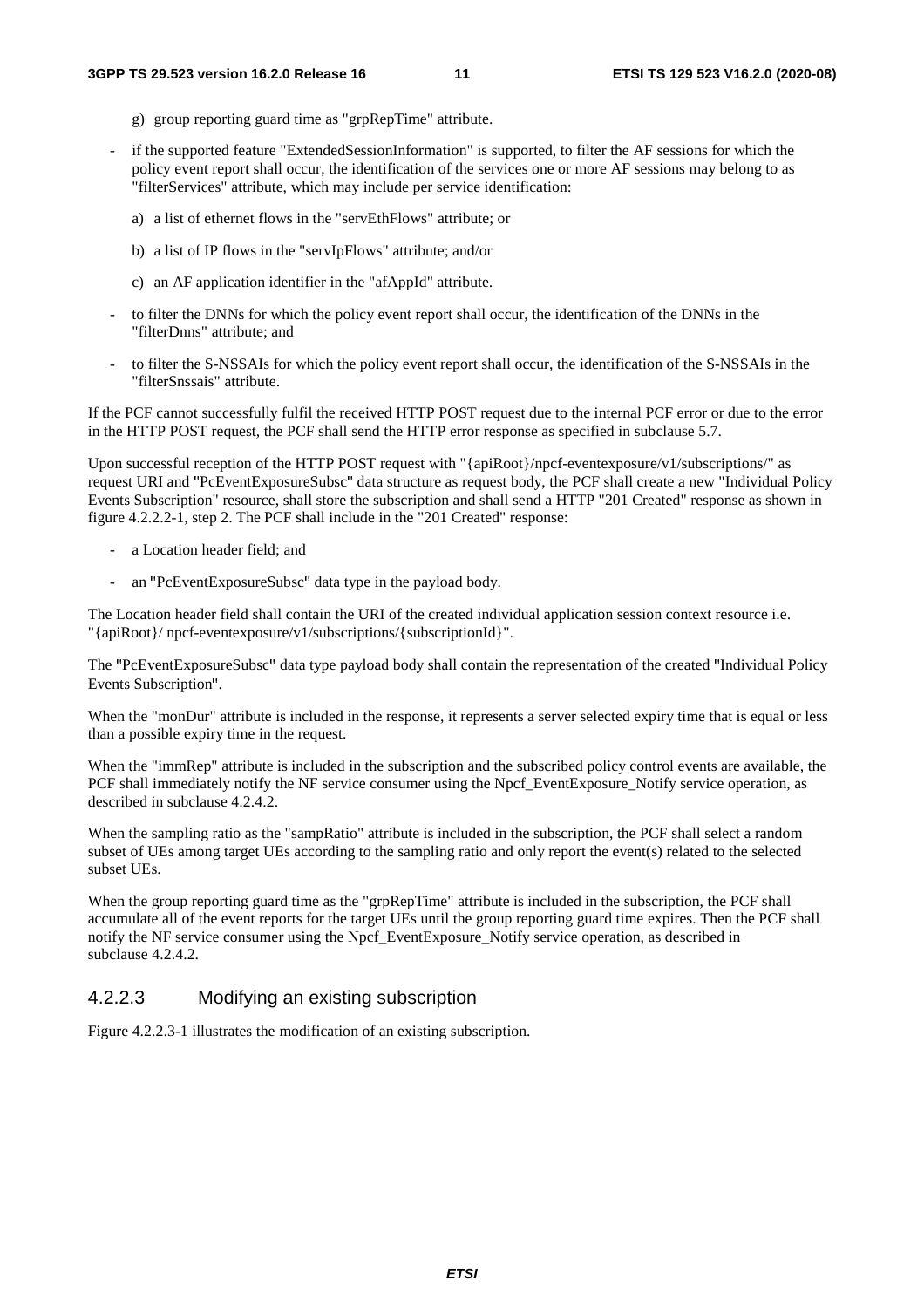g) group reporting guard time as "grpRepTime" attribute.

- if the supported feature "ExtendedSessionInformation" is supported, to filter the AF sessions for which the policy event report shall occur, the identification of the services one or more AF sessions may belong to as "filterServices" attribute, which may include per service identification:

  a) a list of ethernet flows in the "servEthFlows" attribute; or

  b) a list of IP flows in the "servIpFlows" attribute; and/or

  c) an AF application identifier in the "afAppId" attribute.

- to filter the DNNs for which the policy event report shall occur, the identification of the DNNs in the "filterDnns" attribute; and

- to filter the S-NSSAIs for which the policy event report shall occur, the identification of the S-NSSAIs in the "filterSnssais" attribute.

If the PCF cannot successfully fulfil the received HTTP POST request due to the internal PCF error or due to the error in the HTTP POST request, the PCF shall send the HTTP error response as specified in subclause 5.7.

Upon successful reception of the HTTP POST request with "{apiRoot}/npcf-eventexposure/v1/subscriptions/" as request URI and "PcEventExposureSubsc" data structure as request body, the PCF shall create a new "Individual Policy Events Subscription" resource, shall store the subscription and shall send a HTTP "201 Created" response as shown in figure 4.2.2.2-1, step 2. The PCF shall include in the "201 Created" response:

- a Location header field; and

- an "PcEventExposureSubsc" data type in the payload body.

The Location header field shall contain the URI of the created individual application session context resource i.e. "{apiRoot}/ npcf-eventexposure/v1/subscriptions/{subscriptionId}".

The "PcEventExposureSubsc" data type payload body shall contain the representation of the created "Individual Policy Events Subscription".

When the "monDur" attribute is included in the response, it represents a server selected expiry time that is equal or less than a possible expiry time in the request.

When the "immRep" attribute is included in the subscription and the subscribed policy control events are available, the PCF shall immediately notify the NF service consumer using the Npcf_EventExposure_Notify service operation, as described in subclause 4.2.4.2.

When the sampling ratio as the "sampRatio" attribute is included in the subscription, the PCF shall select a random subset of UEs among target UEs according to the sampling ratio and only report the event(s) related to the selected subset UEs.

When the group reporting guard time as the "grpRepTime" attribute is included in the subscription, the PCF shall accumulate all of the event reports for the target UEs until the group reporting guard time expires. Then the PCF shall notify the NF service consumer using the Npcf_EventExposure_Notify service operation, as described in subclause 4.2.4.2.

#### 4.2.2.3 Modifying an existing subscription

Figure 4.2.2.3-1 illustrates the modification of an existing subscription.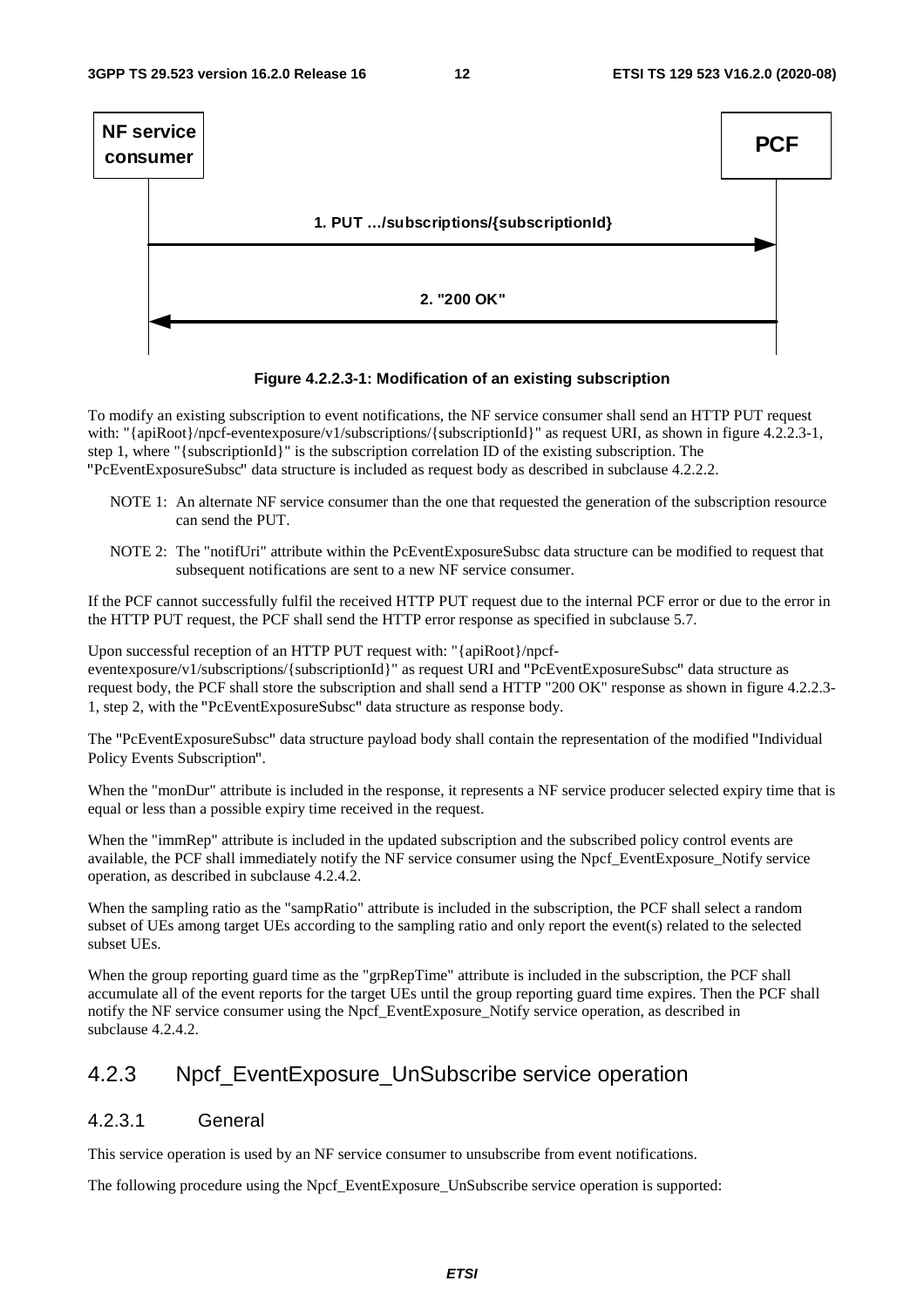**Figure 4.2.2.3-1: Modification of an existing subscription**

To modify an existing subscription to event notifications, the NF service consumer shall send an HTTP PUT request with: "{apiRoot}/npcf-eventexposure/v1/subscriptions/{subscriptionId}" as request URI, as shown in figure 4.2.2.3-1, step 1, where "{subscriptionId}" is the subscription correlation ID of the existing subscription. The "PcEventExposureSubsc" data structure is included as request body as described in subclause 4.2.2.2.

NOTE 1: An alternate NF service consumer than the one that requested the generation of the subscription resource can send the PUT.

NOTE 2: The "notifUri" attribute within the PcEventExposureSubsc data structure can be modified to request that subsequent notifications are sent to a new NF service consumer.

If the PCF cannot successfully fulfil the received HTTP PUT request due to the internal PCF error or due to the error in the HTTP PUT request, the PCF shall send the HTTP error response as specified in subclause 5.7.

Upon successful reception of an HTTP PUT request with: "{apiRoot}/npcf-eventexposure/v1/subscriptions/{subscriptionId}" as request URI and "PcEventExposureSubsc" data structure as request body, the PCF shall store the subscription and shall send a HTTP "200 OK" response as shown in figure 4.2.2.3-1, step 2, with the "PcEventExposureSubsc" data structure as response body.

The "PcEventExposureSubsc" data structure payload body shall contain the representation of the modified "Individual Policy Events Subscription".

When the "monDur" attribute is included in the response, it represents a NF service producer selected expiry time that is equal or less than a possible expiry time received in the request.

When the "immRep" attribute is included in the updated subscription and the subscribed policy control events are available, the PCF shall immediately notify the NF service consumer using the Npcf_EventExposure_Notify service operation, as described in subclause 4.2.4.2.

When the sampling ratio as the "sampRatio" attribute is included in the subscription, the PCF shall select a random subset of UEs among target UEs according to the sampling ratio and only report the event(s) related to the selected subset UEs.

When the group reporting guard time as the "grpRepTime" attribute is included in the subscription, the PCF shall accumulate all of the event reports for the target UEs until the group reporting guard time expires. Then the PCF shall notify the NF service consumer using the Npcf_EventExposure_Notify service operation, as described in subclause 4.2.4.2.

## 4.2.3 Npcf_EventExposure_UnSubscribe service operation

### 4.2.3.1 General

This service operation is used by an NF service consumer to unsubscribe from event notifications.

The following procedure using the Npcf_EventExposure_UnSubscribe service operation is supported: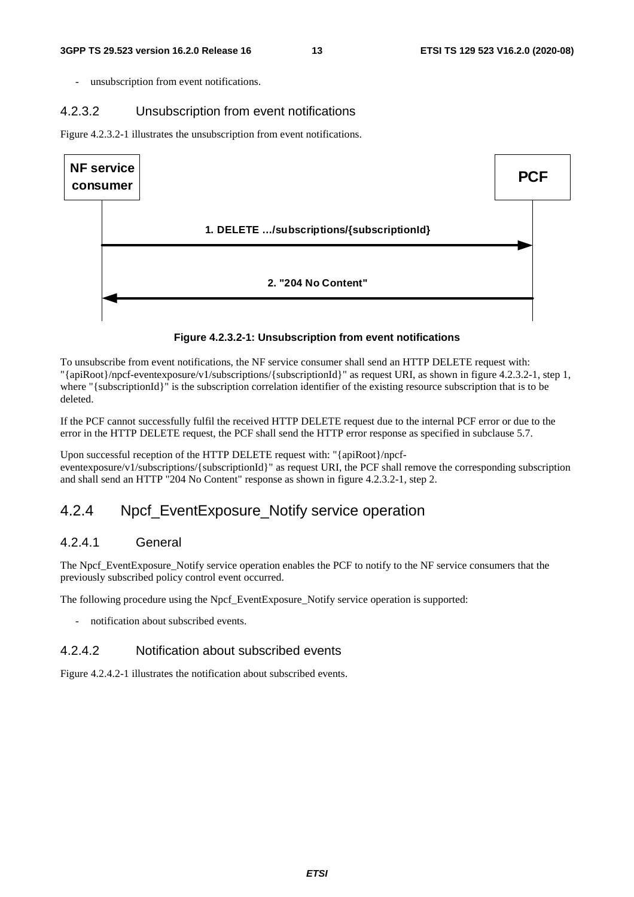- unsubscription from event notifications.

### 4.2.3.2 Unsubscription from event notifications

Figure 4.2.3.2-1 illustrates the unsubscription from event notifications.

**Figure 4.2.3.2-1: Unsubscription from event notifications**

To unsubscribe from event notifications, the NF service consumer shall send an HTTP DELETE request with: "{apiRoot}/npcf-eventexposure/v1/subscriptions/{subscriptionId}" as request URI, as shown in figure 4.2.3.2-1, step 1, where "{subscriptionId}" is the subscription correlation identifier of the existing resource subscription that is to be deleted.

If the PCF cannot successfully fulfil the received HTTP DELETE request due to the internal PCF error or due to the error in the HTTP DELETE request, the PCF shall send the HTTP error response as specified in subclause 5.7.

Upon successful reception of the HTTP DELETE request with: "{apiRoot}/npcf-eventexposure/v1/subscriptions/{subscriptionId}" as request URI, the PCF shall remove the corresponding subscription and shall send an HTTP "204 No Content" response as shown in figure 4.2.3.2-1, step 2.

## 4.2.4 Npcf_EventExposure_Notify service operation

### 4.2.4.1 General

The Npcf_EventExposure_Notify service operation enables the PCF to notify to the NF service consumers that the previously subscribed policy control event occurred.

The following procedure using the Npcf_EventExposure_Notify service operation is supported:

- notification about subscribed events.

### 4.2.4.2 Notification about subscribed events

Figure 4.2.4.2-1 illustrates the notification about subscribed events.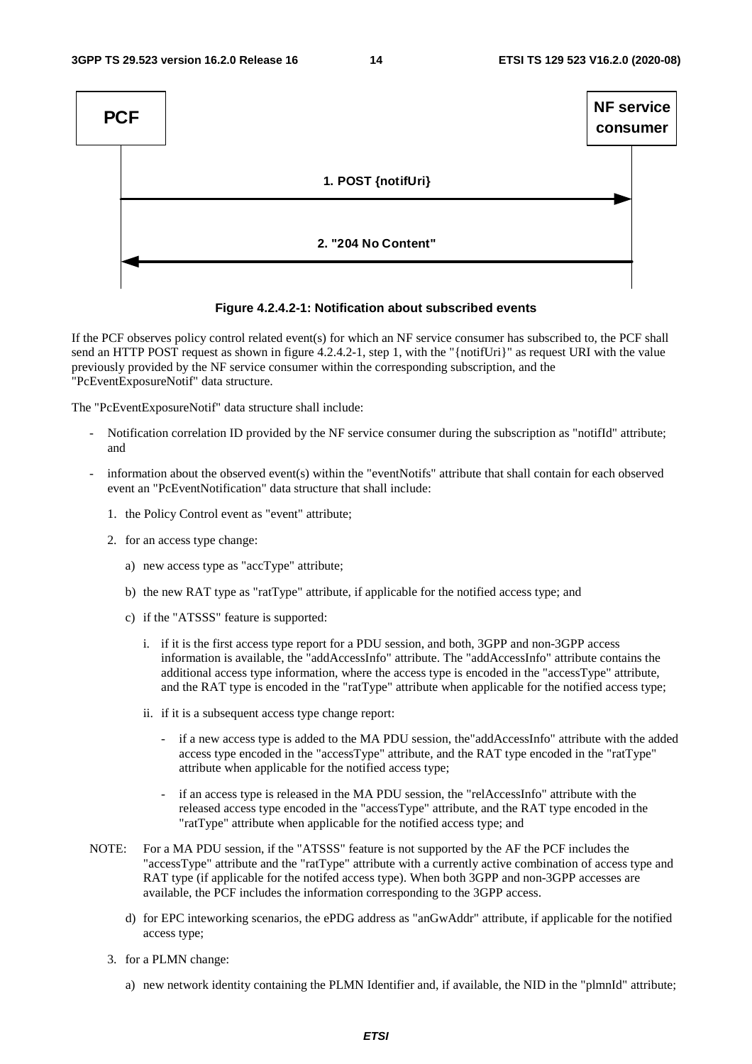PCF → NF service consumer: 1. POST {notifUri}

NF service consumer → PCF: 2. "204 No Content"

**Figure 4.2.4.2-1: Notification about subscribed events**

If the PCF observes policy control related event(s) for which an NF service consumer has subscribed to, the PCF shall send an HTTP POST request as shown in figure 4.2.4.2-1, step 1, with the "{notifUri}" as request URI with the value previously provided by the NF service consumer within the corresponding subscription, and the "PcEventExposureNotif" data structure.

The "PcEventExposureNotif" data structure shall include:

- Notification correlation ID provided by the NF service consumer during the subscription as "notifId" attribute; and
- information about the observed event(s) within the "eventNotifs" attribute that shall contain for each observed event an "PcEventNotification" data structure that shall include:
  1. the Policy Control event as "event" attribute;
  2. for an access type change:
     a) new access type as "accType" attribute;
     b) the new RAT type as "ratType" attribute, if applicable for the notified access type; and
     c) if the "ATSSS" feature is supported:
        i. if it is the first access type report for a PDU session, and both, 3GPP and non-3GPP access information is available, the "addAccessInfo" attribute. The "addAccessInfo" attribute contains the additional access type information, where the access type is encoded in the "accessType" attribute, and the RAT type is encoded in the "ratType" attribute when applicable for the notified access type;
        ii. if it is a subsequent access type change report:
           - if a new access type is added to the MA PDU session, the"addAccessInfo" attribute with the added access type encoded in the "accessType" attribute, and the RAT type encoded in the "ratType" attribute when applicable for the notified access type;
           - if an access type is released in the MA PDU session, the "relAccessInfo" attribute with the released access type encoded in the "accessType" attribute, and the RAT type encoded in the "ratType" attribute when applicable for the notified access type; and

NOTE: For a MA PDU session, if the "ATSSS" feature is not supported by the AF the PCF includes the "accessType" attribute and the "ratType" attribute with a currently active combination of access type and RAT type (if applicable for the notifed access type). When both 3GPP and non-3GPP accesses are available, the PCF includes the information corresponding to the 3GPP access.

     d) for EPC inteworking scenarios, the ePDG address as "anGwAddr" attribute, if applicable for the notified access type;
  3. for a PLMN change:
     a) new network identity containing the PLMN Identifier and, if available, the NID in the "plmnId" attribute;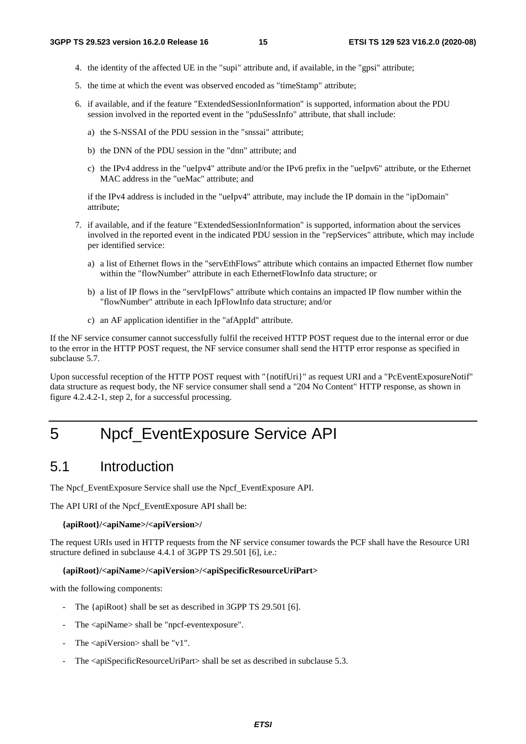4. the identity of the affected UE in the "supi" attribute and, if available, in the "gpsi" attribute;
5. the time at which the event was observed encoded as "timeStamp" attribute;
6. if available, and if the feature "ExtendedSessionInformation" is supported, information about the PDU session involved in the reported event in the "pduSessInfo" attribute, that shall include:
   a) the S-NSSAI of the PDU session in the "snssai" attribute;
   b) the DNN of the PDU session in the "dnn" attribute; and
   c) the IPv4 address in the "ueIpv4" attribute and/or the IPv6 prefix in the "ueIpv6" attribute, or the Ethernet MAC address in the "ueMac" attribute; and

   if the IPv4 address is included in the "ueIpv4" attribute, may include the IP domain in the "ipDomain" attribute;
7. if available, and if the feature "ExtendedSessionInformation" is supported, information about the services involved in the reported event in the indicated PDU session in the "repServices" attribute, which may include per identified service:
   a) a list of Ethernet flows in the "servEthFlows" attribute which contains an impacted Ethernet flow number within the "flowNumber" attribute in each EthernetFlowInfo data structure; or
   b) a list of IP flows in the "servIpFlows" attribute which contains an impacted IP flow number within the "flowNumber" attribute in each IpFlowInfo data structure; and/or
   c) an AF application identifier in the "afAppId" attribute.

If the NF service consumer cannot successfully fulfil the received HTTP POST request due to the internal error or due to the error in the HTTP POST request, the NF service consumer shall send the HTTP error response as specified in subclause 5.7.

Upon successful reception of the HTTP POST request with "{notifUri}" as request URI and a "PcEventExposureNotif" data structure as request body, the NF service consumer shall send a "204 No Content" HTTP response, as shown in figure 4.2.4.2-1, step 2, for a successful processing.

# 5 Npcf_EventExposure Service API

## 5.1 Introduction

The Npcf_EventExposure Service shall use the Npcf_EventExposure API.

The API URI of the Npcf_EventExposure API shall be:

**{apiRoot}/<apiName>/<apiVersion>/**

The request URIs used in HTTP requests from the NF service consumer towards the PCF shall have the Resource URI structure defined in subclause 4.4.1 of 3GPP TS 29.501 [6], i.e.:

**{apiRoot}/<apiName>/<apiVersion>/<apiSpecificResourceUriPart>**

with the following components:

- The {apiRoot} shall be set as described in 3GPP TS 29.501 [6].
- The <apiName> shall be "npcf-eventexposure".
- The <apiVersion> shall be "v1".
- The <apiSpecificResourceUriPart> shall be set as described in subclause 5.3.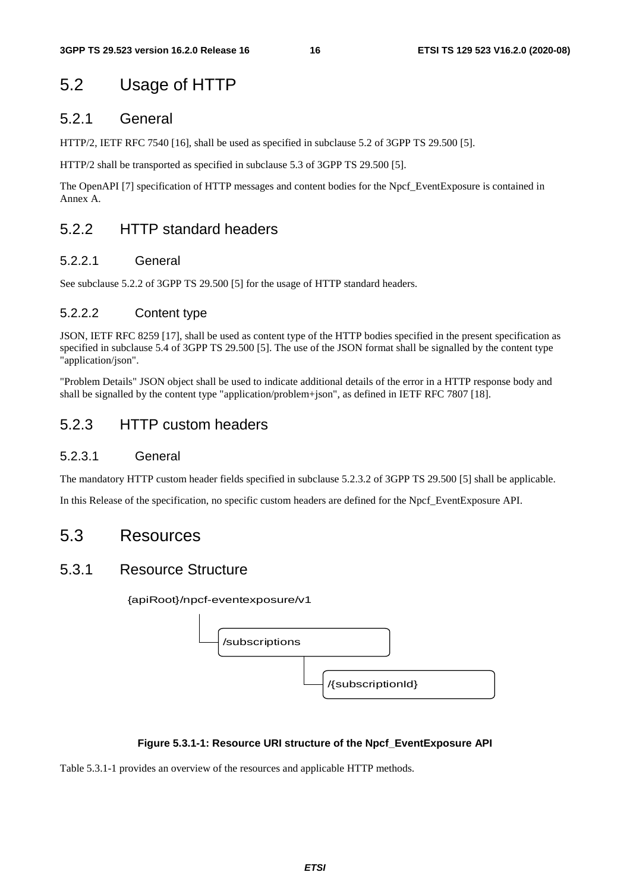## 5.2 Usage of HTTP

### 5.2.1 General

HTTP/2, IETF RFC 7540 [16], shall be used as specified in subclause 5.2 of 3GPP TS 29.500 [5].

HTTP/2 shall be transported as specified in subclause 5.3 of 3GPP TS 29.500 [5].

The OpenAPI [7] specification of HTTP messages and content bodies for the Npcf_EventExposure is contained in Annex A.

### 5.2.2 HTTP standard headers

#### 5.2.2.1 General

See subclause 5.2.2 of 3GPP TS 29.500 [5] for the usage of HTTP standard headers.

#### 5.2.2.2 Content type

JSON, IETF RFC 8259 [17], shall be used as content type of the HTTP bodies specified in the present specification as specified in subclause 5.4 of 3GPP TS 29.500 [5]. The use of the JSON format shall be signalled by the content type "application/json".

"Problem Details" JSON object shall be used to indicate additional details of the error in a HTTP response body and shall be signalled by the content type "application/problem+json", as defined in IETF RFC 7807 [18].

### 5.2.3 HTTP custom headers

#### 5.2.3.1 General

The mandatory HTTP custom header fields specified in subclause 5.2.3.2 of 3GPP TS 29.500 [5] shall be applicable.

In this Release of the specification, no specific custom headers are defined for the Npcf_EventExposure API.

## 5.3 Resources

### 5.3.1 Resource Structure

```
{apiRoot}/npcf-eventexposure/v1
    └── /subscriptions
            └── /{subscriptionId}
```

**Figure 5.3.1-1: Resource URI structure of the Npcf_EventExposure API**

Table 5.3.1-1 provides an overview of the resources and applicable HTTP methods.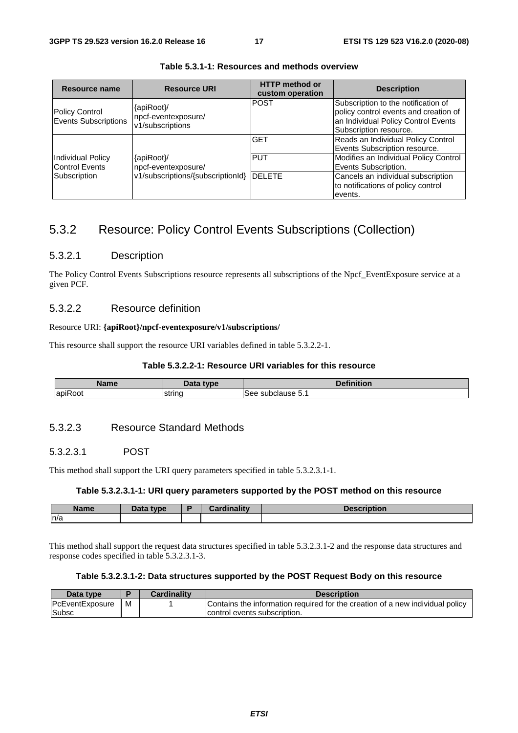**Table 5.3.1-1: Resources and methods overview**

| Resource name | Resource URI | HTTP method or custom operation | Description |
| --- | --- | --- | --- |
| Policy Control Events Subscriptions | {apiRoot}/ npcf-eventexposure/ v1/subscriptions | POST | Subscription to the notification of policy control events and creation of an Individual Policy Control Events Subscription resource. |
| Individual Policy Control Events Subscription | {apiRoot}/ npcf-eventexposure/ v1/subscriptions/{subscriptionId} | GET | Reads an Individual Policy Control Events Subscription resource. |
| | | PUT | Modifies an Individual Policy Control Events Subscription. |
| | | DELETE | Cancels an individual subscription to notifications of policy control events. |

## 5.3.2 Resource: Policy Control Events Subscriptions (Collection)

### 5.3.2.1 Description

The Policy Control Events Subscriptions resource represents all subscriptions of the Npcf_EventExposure service at a given PCF.

### 5.3.2.2 Resource definition

Resource URI: **{apiRoot}/npcf-eventexposure/v1/subscriptions/**

This resource shall support the resource URI variables defined in table 5.3.2.2-1.

**Table 5.3.2.2-1: Resource URI variables for this resource**

| Name | Data type | Definition |
| --- | --- | --- |
| apiRoot | string | See subclause 5.1 |

### 5.3.2.3 Resource Standard Methods

#### 5.3.2.3.1 POST

This method shall support the URI query parameters specified in table 5.3.2.3.1-1.

**Table 5.3.2.3.1-1: URI query parameters supported by the POST method on this resource**

| Name | Data type | P | Cardinality | Description |
| --- | --- | --- | --- | --- |
| n/a | | | | |

This method shall support the request data structures specified in table 5.3.2.3.1-2 and the response data structures and response codes specified in table 5.3.2.3.1-3.

**Table 5.3.2.3.1-2: Data structures supported by the POST Request Body on this resource**

| Data type | P | Cardinality | Description |
| --- | --- | --- | --- |
| PcEventExposureSubsc | M | 1 | Contains the information required for the creation of a new individual policy control events subscription. |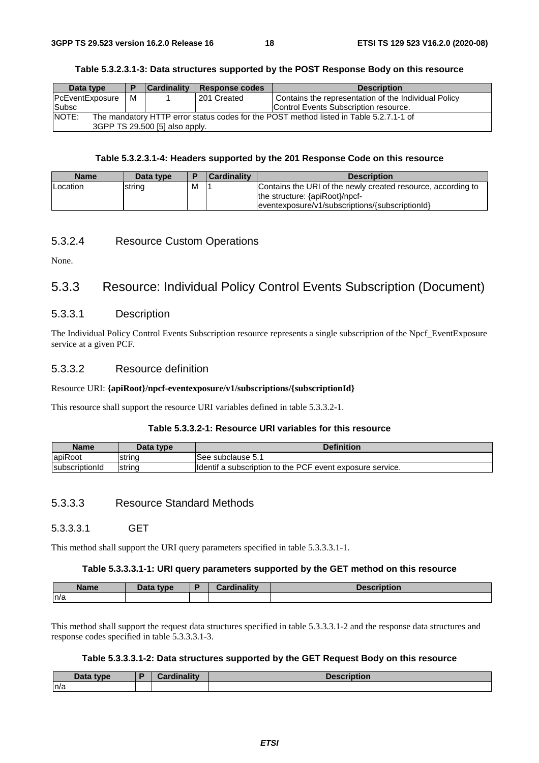**Table 5.3.2.3.1-3: Data structures supported by the POST Response Body on this resource**

| Data type | P | Cardinality | Response codes | Description |
|---|---|---|---|---|
| PcEventExposureSubsc | M | 1 | 201 Created | Contains the representation of the Individual Policy Control Events Subscription resource. |
| NOTE: The mandatory HTTP error status codes for the POST method listed in Table 5.2.7.1-1 of 3GPP TS 29.500 [5] also apply. | | | | |

**Table 5.3.2.3.1-4: Headers supported by the 201 Response Code on this resource**

| Name | Data type | P | Cardinality | Description |
|---|---|---|---|---|
| Location | string | M | 1 | Contains the URI of the newly created resource, according to the structure: {apiRoot}/npcf-eventexposure/v1/subscriptions/{subscriptionId} |

#### 5.3.2.4 Resource Custom Operations

None.

### 5.3.3 Resource: Individual Policy Control Events Subscription (Document)

#### 5.3.3.1 Description

The Individual Policy Control Events Subscription resource represents a single subscription of the Npcf_EventExposure service at a given PCF.

#### 5.3.3.2 Resource definition

Resource URI: **{apiRoot}/npcf-eventexposure/v1/subscriptions/{subscriptionId}**

This resource shall support the resource URI variables defined in table 5.3.3.2-1.

**Table 5.3.3.2-1: Resource URI variables for this resource**

| Name | Data type | Definition |
|---|---|---|
| apiRoot | string | See subclause 5.1 |
| subscriptionId | string | Identif a subscription to the PCF event exposure service. |

#### 5.3.3.3 Resource Standard Methods

##### 5.3.3.3.1 GET

This method shall support the URI query parameters specified in table 5.3.3.3.1-1.

**Table 5.3.3.3.1-1: URI query parameters supported by the GET method on this resource**

| Name | Data type | P | Cardinality | Description |
|---|---|---|---|---|
| n/a | | | | |

This method shall support the request data structures specified in table 5.3.3.3.1-2 and the response data structures and response codes specified in table 5.3.3.3.1-3.

**Table 5.3.3.3.1-2: Data structures supported by the GET Request Body on this resource**

| Data type | P | Cardinality | Description |
|---|---|---|---|
| n/a | | | |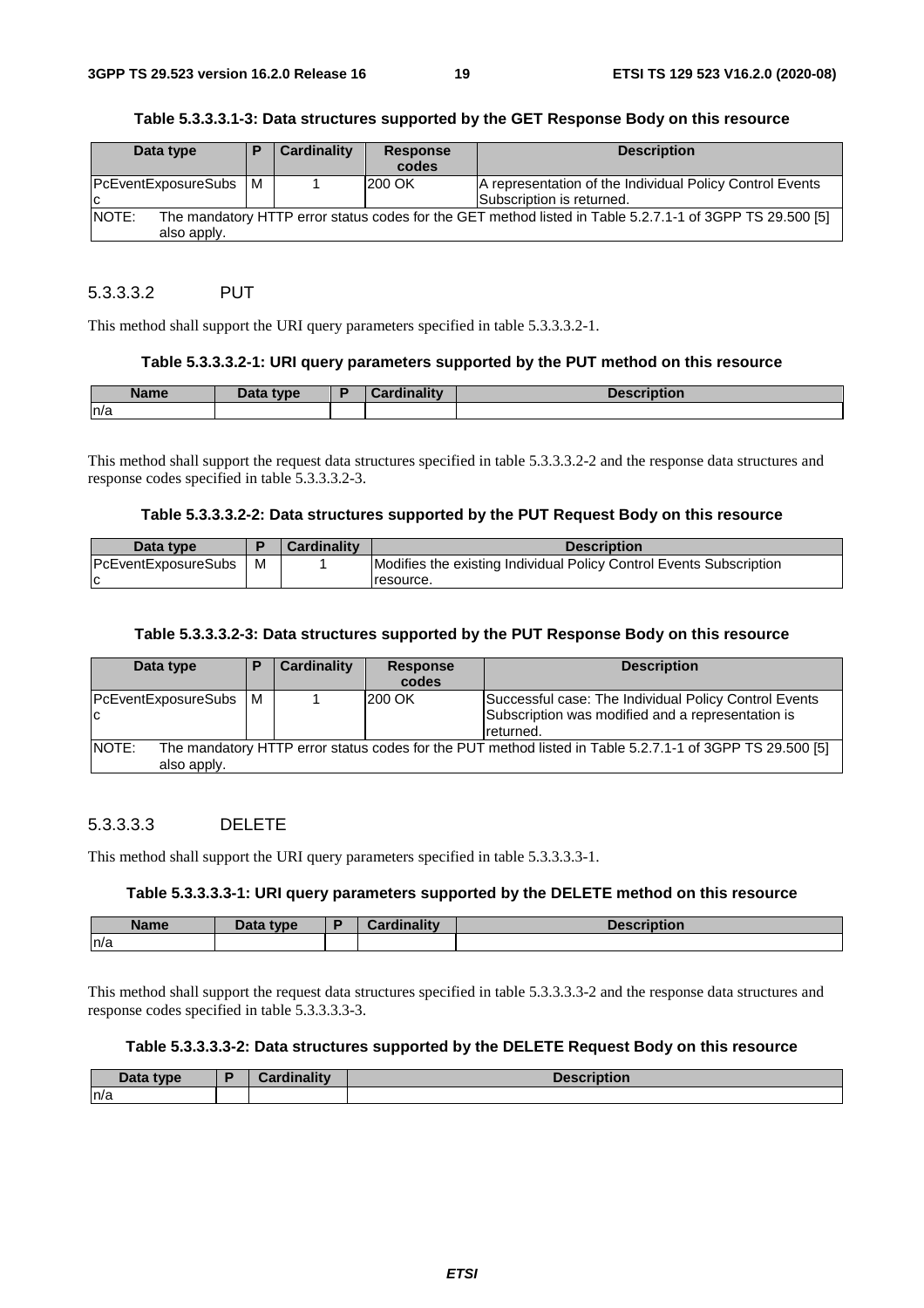**Table 5.3.3.3.1-3: Data structures supported by the GET Response Body on this resource**

| Data type | P | Cardinality | Response codes | Description |
|---|---|---|---|---|
| PcEventExposureSubsc | M | 1 | 200 OK | A representation of the Individual Policy Control Events Subscription is returned. |
| NOTE: The mandatory HTTP error status codes for the GET method listed in Table 5.2.7.1-1 of 3GPP TS 29.500 [5] also apply. | | | | |

#### 5.3.3.3.2 PUT

This method shall support the URI query parameters specified in table 5.3.3.3.2-1.

**Table 5.3.3.3.2-1: URI query parameters supported by the PUT method on this resource**

| Name | Data type | P | Cardinality | Description |
|---|---|---|---|---|
| n/a | | | | |

This method shall support the request data structures specified in table 5.3.3.3.2-2 and the response data structures and response codes specified in table 5.3.3.3.2-3.

**Table 5.3.3.3.2-2: Data structures supported by the PUT Request Body on this resource**

| Data type | P | Cardinality | Description |
|---|---|---|---|
| PcEventExposureSubsc | M | 1 | Modifies the existing Individual Policy Control Events Subscription resource. |

**Table 5.3.3.3.2-3: Data structures supported by the PUT Response Body on this resource**

| Data type | P | Cardinality | Response codes | Description |
|---|---|---|---|---|
| PcEventExposureSubsc | M | 1 | 200 OK | Successful case: The Individual Policy Control Events Subscription was modified and a representation is returned. |
| NOTE: The mandatory HTTP error status codes for the PUT method listed in Table 5.2.7.1-1 of 3GPP TS 29.500 [5] also apply. | | | | |

#### 5.3.3.3.3 DELETE

This method shall support the URI query parameters specified in table 5.3.3.3.3-1.

**Table 5.3.3.3.3-1: URI query parameters supported by the DELETE method on this resource**

| Name | Data type | P | Cardinality | Description |
|---|---|---|---|---|
| n/a | | | | |

This method shall support the request data structures specified in table 5.3.3.3.3-2 and the response data structures and response codes specified in table 5.3.3.3.3-3.

**Table 5.3.3.3.3-2: Data structures supported by the DELETE Request Body on this resource**

| Data type | P | Cardinality | Description |
|---|---|---|---|
| n/a | | | |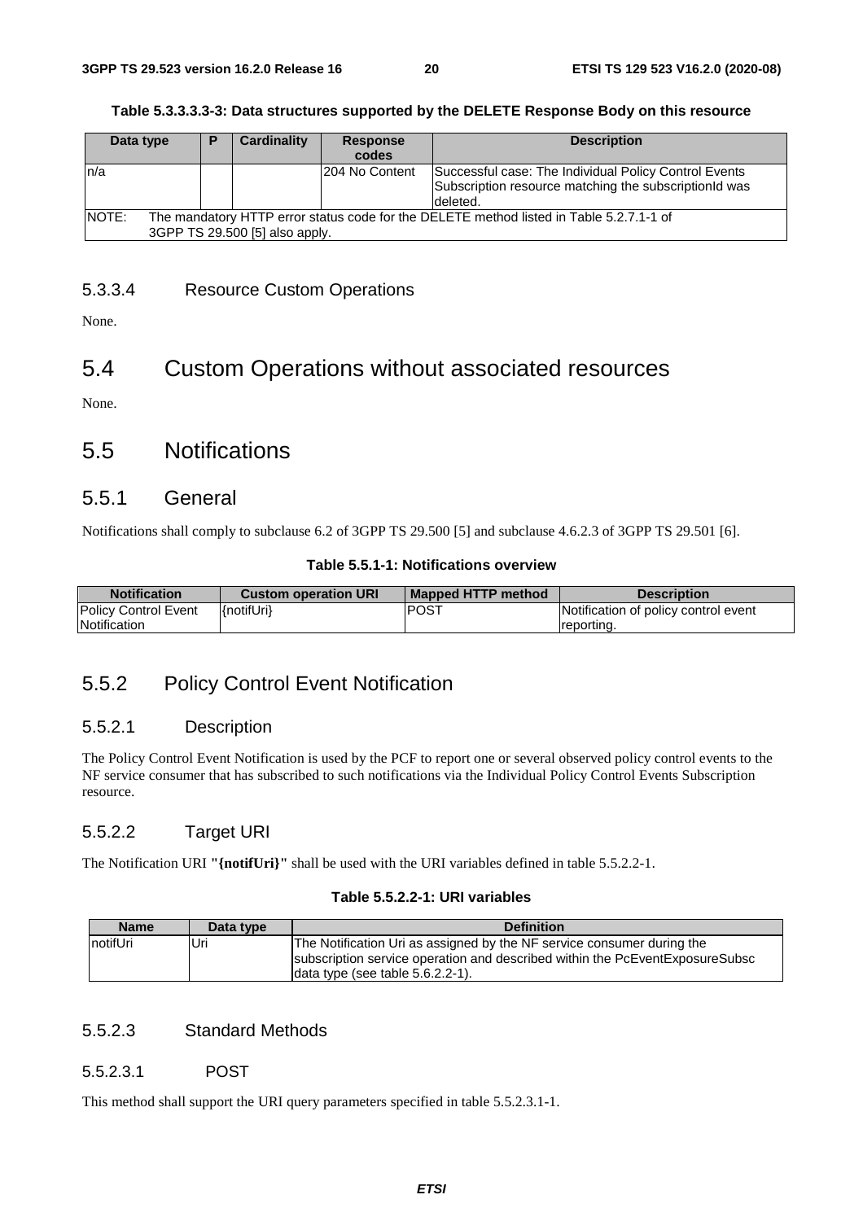**Table 5.3.3.3.3-3: Data structures supported by the DELETE Response Body on this resource**

| Data type | P | Cardinality | Response codes | Description |
|---|---|---|---|---|
| n/a | | | 204 No Content | Successful case: The Individual Policy Control Events Subscription resource matching the subscriptionId was deleted. |
| NOTE: The mandatory HTTP error status code for the DELETE method listed in Table 5.2.7.1-1 of 3GPP TS 29.500 [5] also apply. | | | | |

#### 5.3.3.4 Resource Custom Operations

None.

## 5.4 Custom Operations without associated resources

None.

## 5.5 Notifications

### 5.5.1 General

Notifications shall comply to subclause 6.2 of 3GPP TS 29.500 [5] and subclause 4.6.2.3 of 3GPP TS 29.501 [6].

**Table 5.5.1-1: Notifications overview**

| Notification | Custom operation URI | Mapped HTTP method | Description |
|---|---|---|---|
| Policy Control Event Notification | {notifUri} | POST | Notification of policy control event reporting. |

### 5.5.2 Policy Control Event Notification

#### 5.5.2.1 Description

The Policy Control Event Notification is used by the PCF to report one or several observed policy control events to the NF service consumer that has subscribed to such notifications via the Individual Policy Control Events Subscription resource.

#### 5.5.2.2 Target URI

The Notification URI **"{notifUri}"** shall be used with the URI variables defined in table 5.5.2.2-1.

**Table 5.5.2.2-1: URI variables**

| Name | Data type | Definition |
|---|---|---|
| notifUri | Uri | The Notification Uri as assigned by the NF service consumer during the subscription service operation and described within the PcEventExposureSubsc data type (see table 5.6.2.2-1). |

#### 5.5.2.3 Standard Methods

##### 5.5.2.3.1 POST

This method shall support the URI query parameters specified in table 5.5.2.3.1-1.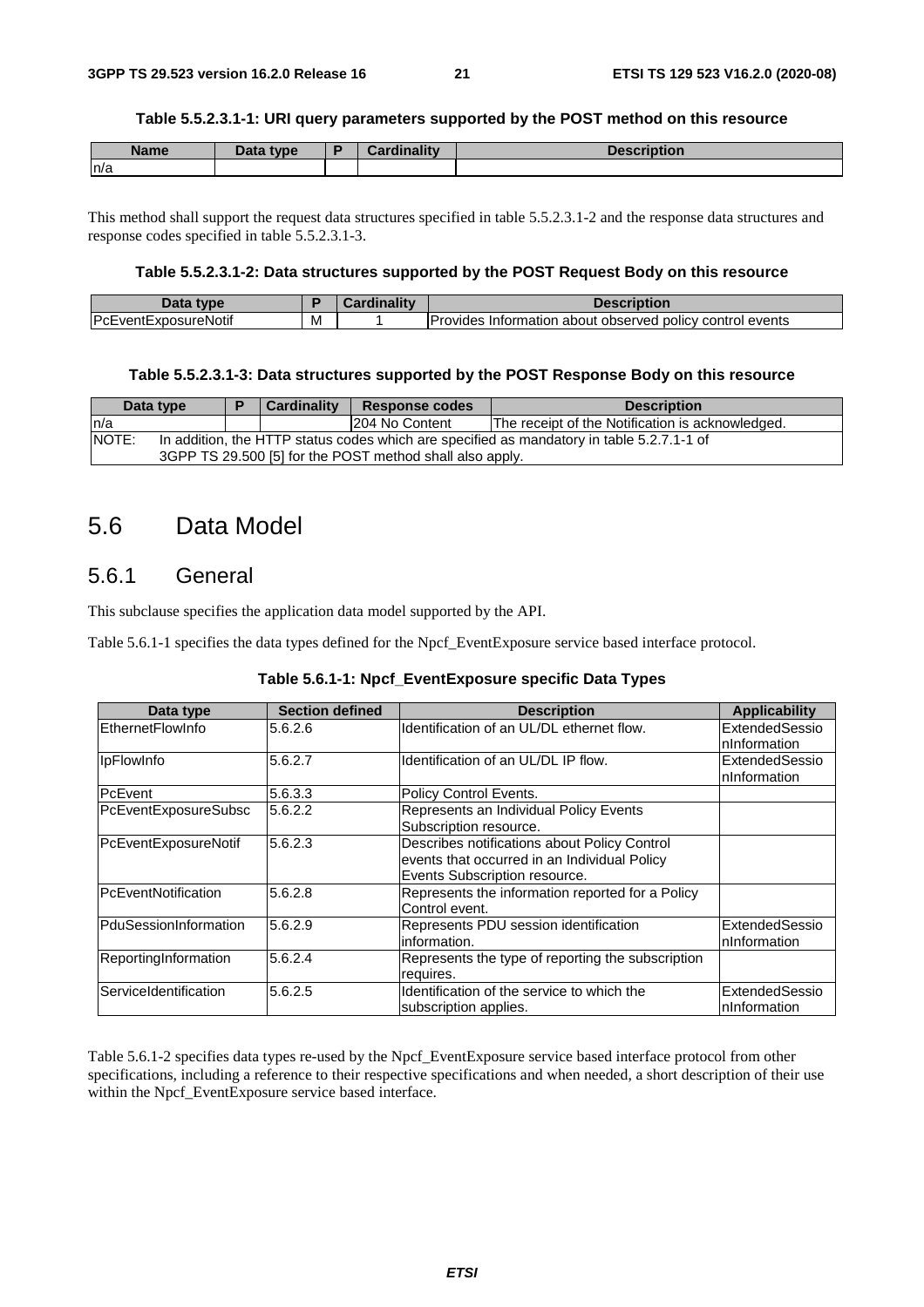**Table 5.5.2.3.1-1: URI query parameters supported by the POST method on this resource**

| Name | Data type | P | Cardinality | Description |
|---|---|---|---|---|
| n/a | | | | |

This method shall support the request data structures specified in table 5.5.2.3.1-2 and the response data structures and response codes specified in table 5.5.2.3.1-3.

**Table 5.5.2.3.1-2: Data structures supported by the POST Request Body on this resource**

| Data type | P | Cardinality | Description |
|---|---|---|---|
| PcEventExposureNotif | M | 1 | Provides Information about observed policy control events |

**Table 5.5.2.3.1-3: Data structures supported by the POST Response Body on this resource**

| Data type | P | Cardinality | Response codes | Description |
|---|---|---|---|---|
| n/a | | | 204 No Content | The receipt of the Notification is acknowledged. |
| NOTE: In addition, the HTTP status codes which are specified as mandatory in table 5.2.7.1-1 of 3GPP TS 29.500 [5] for the POST method shall also apply. | | | | |

# 5.6 Data Model

## 5.6.1 General

This subclause specifies the application data model supported by the API.

Table 5.6.1-1 specifies the data types defined for the Npcf_EventExposure service based interface protocol.

**Table 5.6.1-1: Npcf_EventExposure specific Data Types**

| Data type | Section defined | Description | Applicability |
|---|---|---|---|
| EthernetFlowInfo | 5.6.2.6 | Identification of an UL/DL ethernet flow. | ExtendedSessionInformation |
| IpFlowInfo | 5.6.2.7 | Identification of an UL/DL IP flow. | ExtendedSessionInformation |
| PcEvent | 5.6.3.3 | Policy Control Events. | |
| PcEventExposureSubsc | 5.6.2.2 | Represents an Individual Policy Events Subscription resource. | |
| PcEventExposureNotif | 5.6.2.3 | Describes notifications about Policy Control events that occurred in an Individual Policy Events Subscription resource. | |
| PcEventNotification | 5.6.2.8 | Represents the information reported for a Policy Control event. | |
| PduSessionInformation | 5.6.2.9 | Represents PDU session identification information. | ExtendedSessionInformation |
| ReportingInformation | 5.6.2.4 | Represents the type of reporting the subscription requires. | |
| ServiceIdentification | 5.6.2.5 | Identification of the service to which the subscription applies. | ExtendedSessionInformation |

Table 5.6.1-2 specifies data types re-used by the Npcf_EventExposure service based interface protocol from other specifications, including a reference to their respective specifications and when needed, a short description of their use within the Npcf_EventExposure service based interface.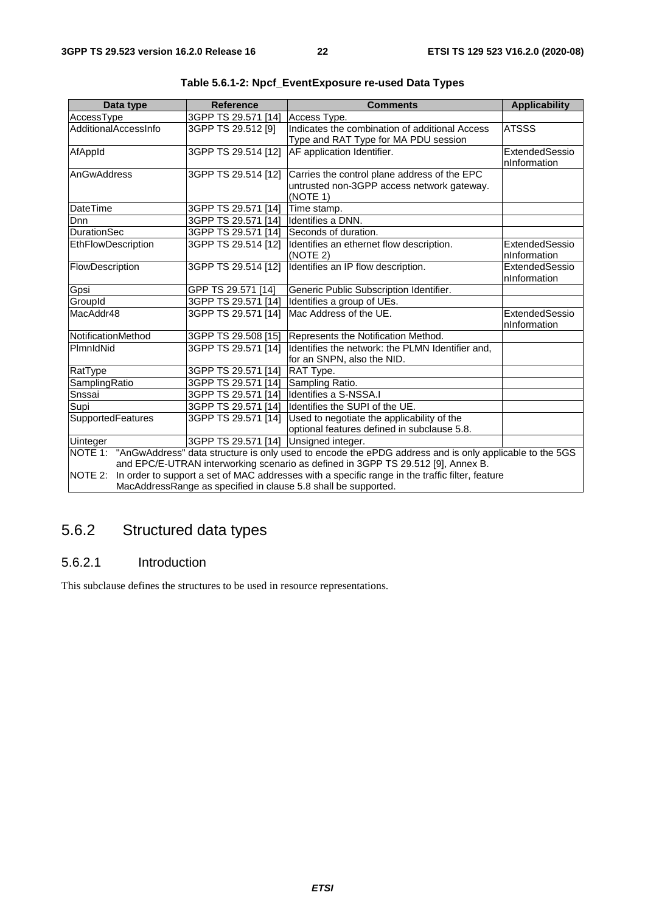**Table 5.6.1-2: Npcf_EventExposure re-used Data Types**

| Data type | Reference | Comments | Applicability |
|---|---|---|---|
| AccessType | 3GPP TS 29.571 [14] | Access Type. | |
| AdditionalAccessInfo | 3GPP TS 29.512 [9] | Indicates the combination of additional Access Type and RAT Type for MA PDU session | ATSSS |
| AfAppId | 3GPP TS 29.514 [12] | AF application Identifier. | ExtendedSessionInformation |
| AnGwAddress | 3GPP TS 29.514 [12] | Carries the control plane address of the EPC untrusted non-3GPP access network gateway. (NOTE 1) | |
| DateTime | 3GPP TS 29.571 [14] | Time stamp. | |
| Dnn | 3GPP TS 29.571 [14] | Identifies a DNN. | |
| DurationSec | 3GPP TS 29.571 [14] | Seconds of duration. | |
| EthFlowDescription | 3GPP TS 29.514 [12] | Identifies an ethernet flow description. (NOTE 2) | ExtendedSessionInformation |
| FlowDescription | 3GPP TS 29.514 [12] | Identifies an IP flow description. | ExtendedSessionInformation |
| Gpsi | GPP TS 29.571 [14] | Generic Public Subscription Identifier. | |
| GroupId | 3GPP TS 29.571 [14] | Identifies a group of UEs. | |
| MacAddr48 | 3GPP TS 29.571 [14] | Mac Address of the UE. | ExtendedSessionInformation |
| NotificationMethod | 3GPP TS 29.508 [15] | Represents the Notification Method. | |
| PlmnIdNid | 3GPP TS 29.571 [14] | Identifies the network: the PLMN Identifier and, for an SNPN, also the NID. | |
| RatType | 3GPP TS 29.571 [14] | RAT Type. | |
| SamplingRatio | 3GPP TS 29.571 [14] | Sampling Ratio. | |
| Snssai | 3GPP TS 29.571 [14] | Identifies a S-NSSA.I | |
| Supi | 3GPP TS 29.571 [14] | Identifies the SUPI of the UE. | |
| SupportedFeatures | 3GPP TS 29.571 [14] | Used to negotiate the applicability of the optional features defined in subclause 5.8. | |
| Uinteger | 3GPP TS 29.571 [14] | Unsigned integer. | |
| NOTE 1: "AnGwAddress" data structure is only used to encode the ePDG address and is only applicable to the 5GS and EPC/E-UTRAN interworking scenario as defined in 3GPP TS 29.512 [9], Annex B.<br>NOTE 2: In order to support a set of MAC addresses with a specific range in the traffic filter, feature MacAddressRange as specified in clause 5.8 shall be supported. | | | |

## 5.6.2 Structured data types

### 5.6.2.1 Introduction

This subclause defines the structures to be used in resource representations.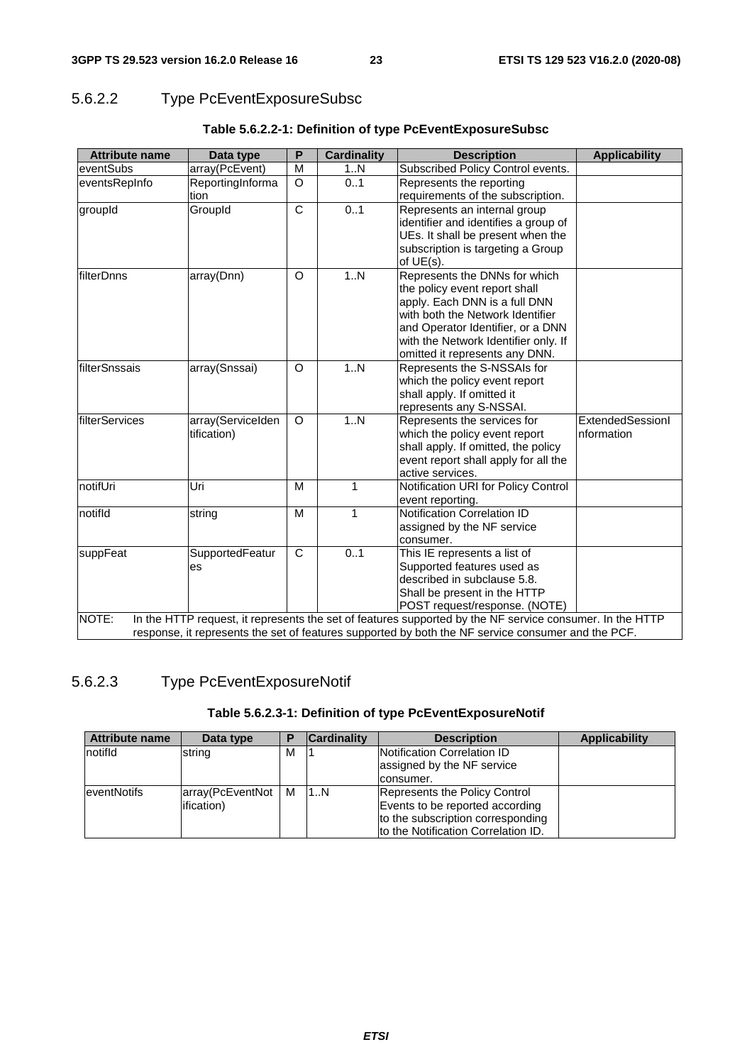#### 5.6.2.2 Type PcEventExposureSubsc

**Table 5.6.2.2-1: Definition of type PcEventExposureSubsc**

| Attribute name | Data type | P | Cardinality | Description | Applicability |
|---|---|---|---|---|---|
| eventSubs | array(PcEvent) | M | 1..N | Subscribed Policy Control events. | |
| eventsRepInfo | ReportingInformation | O | 0..1 | Represents the reporting requirements of the subscription. | |
| groupId | GroupId | C | 0..1 | Represents an internal group identifier and identifies a group of UEs. It shall be present when the subscription is targeting a Group of UE(s). | |
| filterDnns | array(Dnn) | O | 1..N | Represents the DNNs for which the policy event report shall apply. Each DNN is a full DNN with both the Network Identifier and Operator Identifier, or a DNN with the Network Identifier only. If omitted it represents any DNN. | |
| filterSnssais | array(Snssai) | O | 1..N | Represents the S-NSSAIs for which the policy event report shall apply. If omitted it represents any S-NSSAI. | |
| filterServices | array(ServiceIdentification) | O | 1..N | Represents the services for which the policy event report shall apply. If omitted, the policy event report shall apply for all the active services. | ExtendedSessionInformation |
| notifUri | Uri | M | 1 | Notification URI for Policy Control event reporting. | |
| notifId | string | M | 1 | Notification Correlation ID assigned by the NF service consumer. | |
| suppFeat | SupportedFeatures | C | 0..1 | This IE represents a list of Supported features used as described in subclause 5.8. Shall be present in the HTTP POST request/response. (NOTE) | |
| NOTE: In the HTTP request, it represents the set of features supported by the NF service consumer. In the HTTP response, it represents the set of features supported by both the NF service consumer and the PCF. | | | | | |

#### 5.6.2.3 Type PcEventExposureNotif

**Table 5.6.2.3-1: Definition of type PcEventExposureNotif**

| Attribute name | Data type | P | Cardinality | Description | Applicability |
|---|---|---|---|---|---|
| notifId | string | M | 1 | Notification Correlation ID assigned by the NF service consumer. | |
| eventNotifs | array(PcEventNotification) | M | 1..N | Represents the Policy Control Events to be reported according to the subscription corresponding to the Notification Correlation ID. | |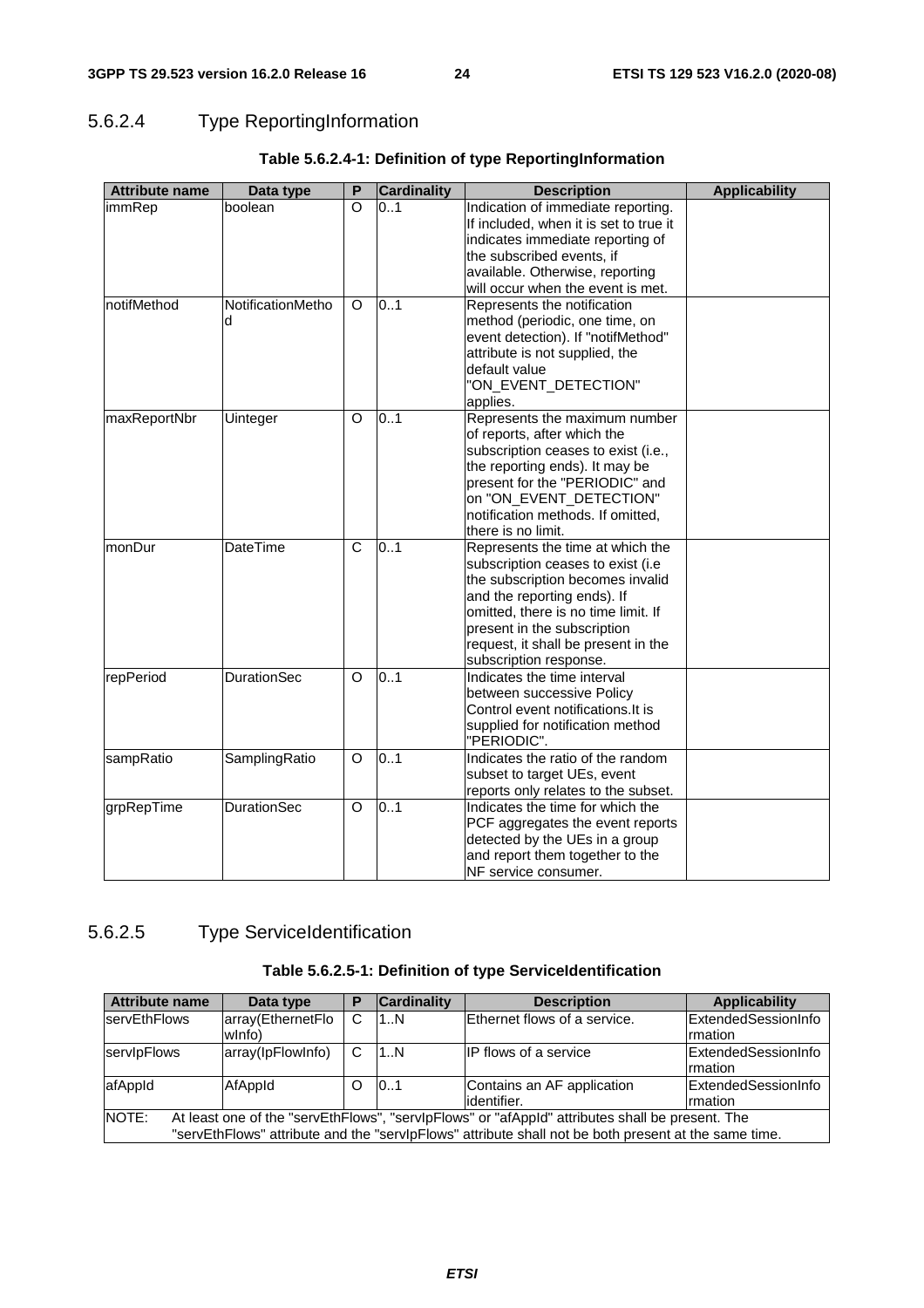#### 5.6.2.4 Type ReportingInformation

**Table 5.6.2.4-1: Definition of type ReportingInformation**

| Attribute name | Data type | P | Cardinality | Description | Applicability |
|---|---|---|---|---|---|
| immRep | boolean | O | 0..1 | Indication of immediate reporting. If included, when it is set to true it indicates immediate reporting of the subscribed events, if available. Otherwise, reporting will occur when the event is met. | |
| notifMethod | NotificationMethod | O | 0..1 | Represents the notification method (periodic, one time, on event detection). If "notifMethod" attribute is not supplied, the default value "ON_EVENT_DETECTION" applies. | |
| maxReportNbr | Uinteger | O | 0..1 | Represents the maximum number of reports, after which the subscription ceases to exist (i.e., the reporting ends). It may be present for the "PERIODIC" and on "ON_EVENT_DETECTION" notification methods. If omitted, there is no limit. | |
| monDur | DateTime | C | 0..1 | Represents the time at which the subscription ceases to exist (i.e the subscription becomes invalid and the reporting ends). If omitted, there is no time limit. If present in the subscription request, it shall be present in the subscription response. | |
| repPeriod | DurationSec | O | 0..1 | Indicates the time interval between successive Policy Control event notifications.It is supplied for notification method "PERIODIC". | |
| sampRatio | SamplingRatio | O | 0..1 | Indicates the ratio of the random subset to target UEs, event reports only relates to the subset. | |
| grpRepTime | DurationSec | O | 0..1 | Indicates the time for which the PCF aggregates the event reports detected by the UEs in a group and report them together to the NF service consumer. | |

#### 5.6.2.5 Type ServiceIdentification

**Table 5.6.2.5-1: Definition of type ServiceIdentification**

| Attribute name | Data type | P | Cardinality | Description | Applicability |
|---|---|---|---|---|---|
| servEthFlows | array(EthernetFlowInfo) | C | 1..N | Ethernet flows of a service. | ExtendedSessionInformation |
| servIpFlows | array(IpFlowInfo) | C | 1..N | IP flows of a service | ExtendedSessionInformation |
| afAppId | AfAppId | O | 0..1 | Contains an AF application identifier. | ExtendedSessionInformation |
| NOTE: At least one of the "servEthFlows", "servIpFlows" or "afAppId" attributes shall be present. The "servEthFlows" attribute and the "servIpFlows" attribute shall not be both present at the same time. | | | | | |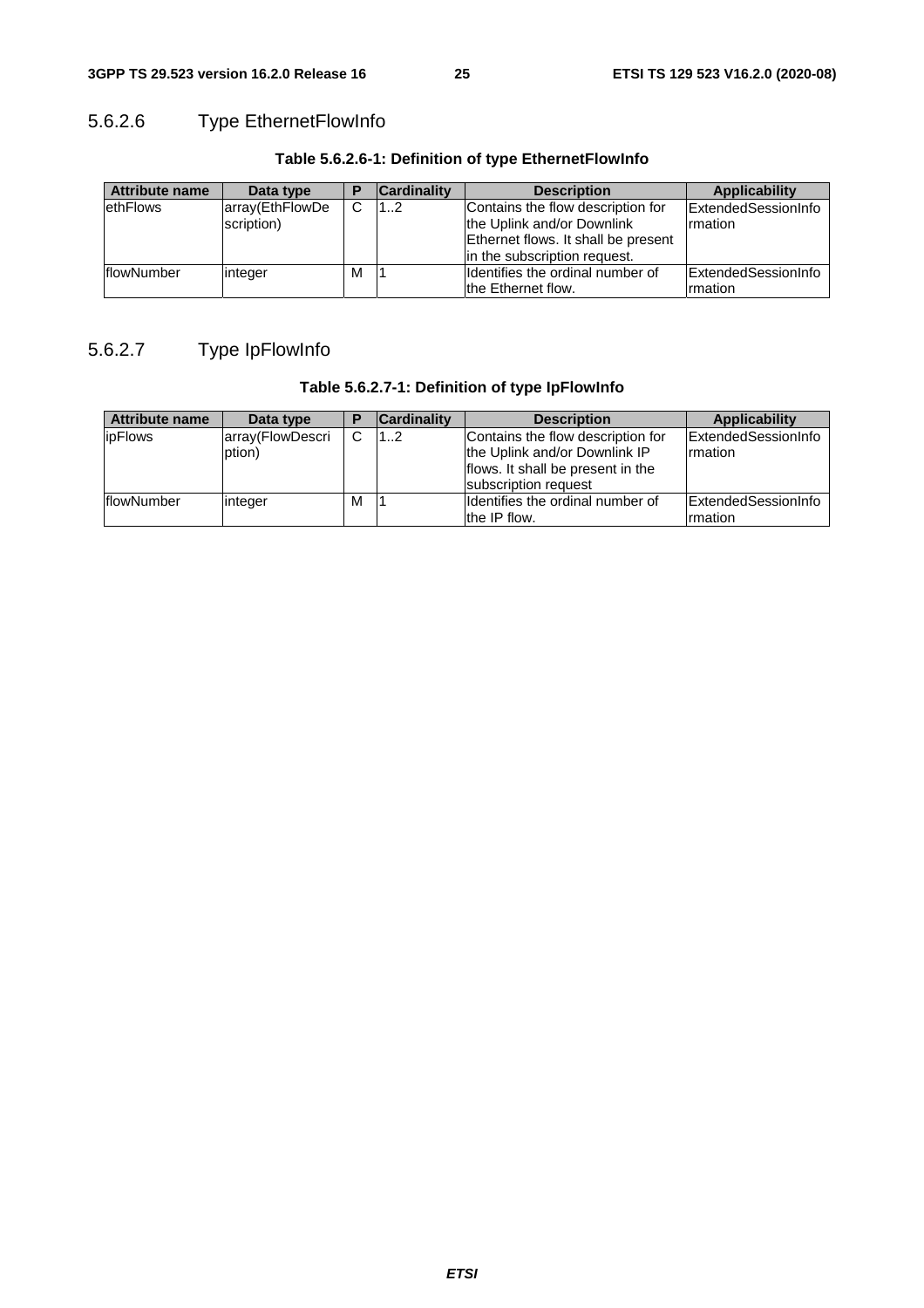#### 5.6.2.6 Type EthernetFlowInfo

**Table 5.6.2.6-1: Definition of type EthernetFlowInfo**

| Attribute name | Data type | P | Cardinality | Description | Applicability |
|---|---|---|---|---|---|
| ethFlows | array(EthFlowDescription) | C | 1..2 | Contains the flow description for the Uplink and/or Downlink Ethernet flows. It shall be present in the subscription request. | ExtendedSessionInformation |
| flowNumber | integer | M | 1 | Identifies the ordinal number of the Ethernet flow. | ExtendedSessionInformation |

#### 5.6.2.7 Type IpFlowInfo

**Table 5.6.2.7-1: Definition of type IpFlowInfo**

| Attribute name | Data type | P | Cardinality | Description | Applicability |
|---|---|---|---|---|---|
| ipFlows | array(FlowDescription) | C | 1..2 | Contains the flow description for the Uplink and/or Downlink IP flows. It shall be present in the subscription request | ExtendedSessionInformation |
| flowNumber | integer | M | 1 | Identifies the ordinal number of the IP flow. | ExtendedSessionInformation |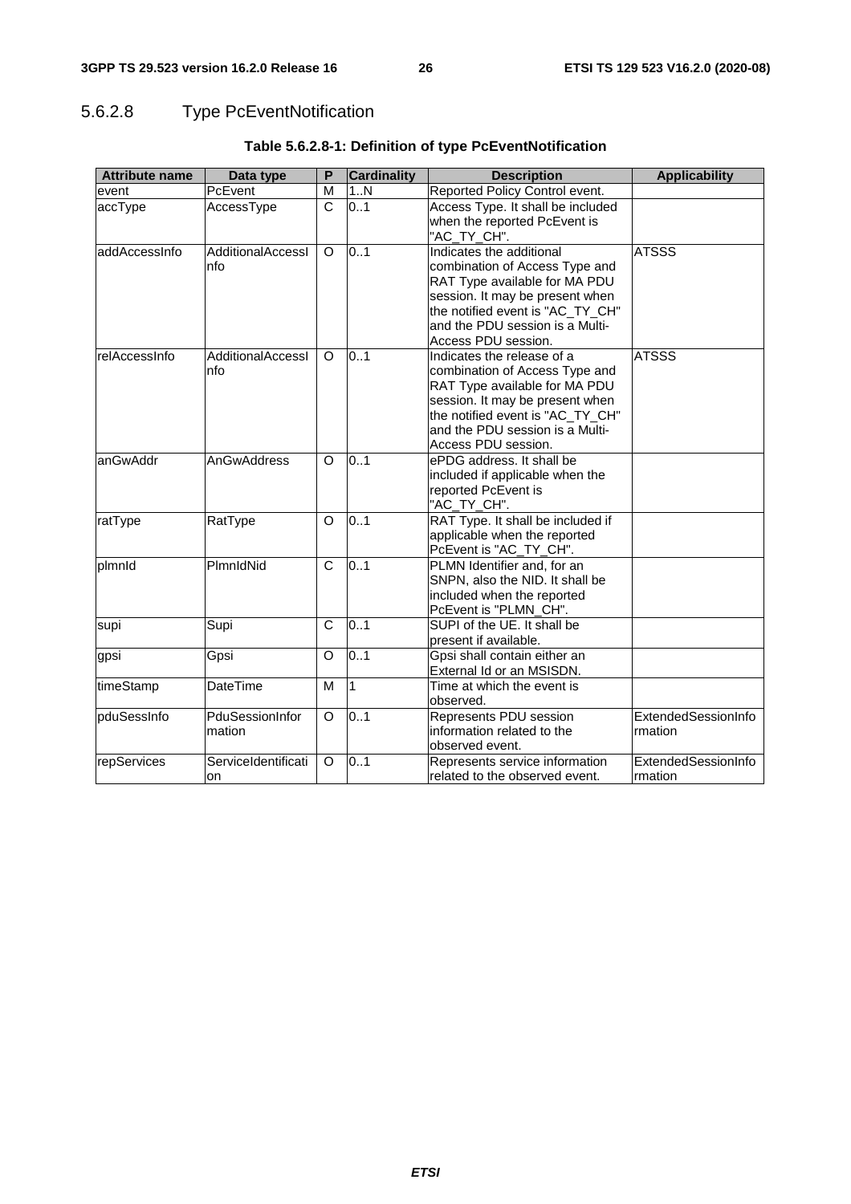### 5.6.2.8 Type PcEventNotification

**Table 5.6.2.8-1: Definition of type PcEventNotification**

| Attribute name | Data type | P | Cardinality | Description | Applicability |
|---|---|---|---|---|---|
| event | PcEvent | M | 1..N | Reported Policy Control event. | |
| accType | AccessType | C | 0..1 | Access Type. It shall be included when the reported PcEvent is "AC_TY_CH". | |
| addAccessInfo | AdditionalAccessInfo | O | 0..1 | Indicates the additional combination of Access Type and RAT Type available for MA PDU session. It may be present when the notified event is "AC_TY_CH" and the PDU session is a Multi-Access PDU session. | ATSSS |
| relAccessInfo | AdditionalAccessInfo | O | 0..1 | Indicates the release of a combination of Access Type and RAT Type available for MA PDU session. It may be present when the notified event is "AC_TY_CH" and the PDU session is a Multi-Access PDU session. | ATSSS |
| anGwAddr | AnGwAddress | O | 0..1 | ePDG address. It shall be included if applicable when the reported PcEvent is "AC_TY_CH". | |
| ratType | RatType | O | 0..1 | RAT Type. It shall be included if applicable when the reported PcEvent is "AC_TY_CH". | |
| plmnId | PlmnIdNid | C | 0..1 | PLMN Identifier and, for an SNPN, also the NID. It shall be included when the reported PcEvent is "PLMN_CH". | |
| supi | Supi | C | 0..1 | SUPI of the UE. It shall be present if available. | |
| gpsi | Gpsi | O | 0..1 | Gpsi shall contain either an External Id or an MSISDN. | |
| timeStamp | DateTime | M | 1 | Time at which the event is observed. | |
| pduSessInfo | PduSessionInformation | O | 0..1 | Represents PDU session information related to the observed event. | ExtendedSessionInformation |
| repServices | ServiceIdentification | O | 0..1 | Represents service information related to the observed event. | ExtendedSessionInformation |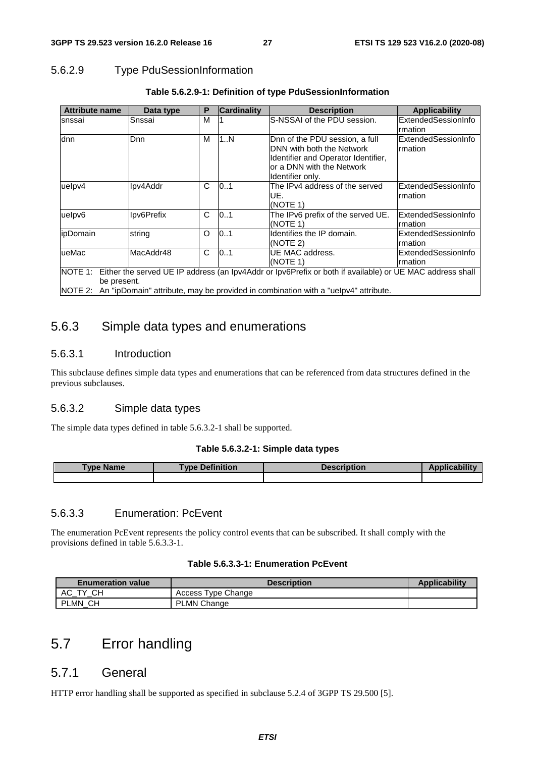### 5.6.2.9 Type PduSessionInformation

**Table 5.6.2.9-1: Definition of type PduSessionInformation**

| Attribute name | Data type | P | Cardinality | Description | Applicability |
|---|---|---|---|---|---|
| snssai | Snssai | M | 1 | S-NSSAI of the PDU session. | ExtendedSessionInformation |
| dnn | Dnn | M | 1..N | Dnn of the PDU session, a full DNN with both the Network Identifier and Operator Identifier, or a DNN with the Network Identifier only. | ExtendedSessionInformation |
| ueIpv4 | Ipv4Addr | C | 0..1 | The IPv4 address of the served UE. (NOTE 1) | ExtendedSessionInformation |
| ueIpv6 | Ipv6Prefix | C | 0..1 | The IPv6 prefix of the served UE. (NOTE 1) | ExtendedSessionInformation |
| ipDomain | string | O | 0..1 | Identifies the IP domain. (NOTE 2) | ExtendedSessionInformation |
| ueMac | MacAddr48 | C | 0..1 | UE MAC address. (NOTE 1) | ExtendedSessionInformation |
| NOTE 1: Either the served UE IP address (an Ipv4Addr or Ipv6Prefix or both if available) or UE MAC address shall be present. NOTE 2: An "ipDomain" attribute, may be provided in combination with a "ueIpv4" attribute. | | | | | |

## 5.6.3 Simple data types and enumerations

### 5.6.3.1 Introduction

This subclause defines simple data types and enumerations that can be referenced from data structures defined in the previous subclauses.

### 5.6.3.2 Simple data types

The simple data types defined in table 5.6.3.2-1 shall be supported.

**Table 5.6.3.2-1: Simple data types**

| Type Name | Type Definition | Description | Applicability |
|---|---|---|---|
| | | | |

### 5.6.3.3 Enumeration: PcEvent

The enumeration PcEvent represents the policy control events that can be subscribed. It shall comply with the provisions defined in table 5.6.3.3-1.

**Table 5.6.3.3-1: Enumeration PcEvent**

| Enumeration value | Description | Applicability |
|---|---|---|
| AC_TY_CH | Access Type Change | |
| PLMN_CH | PLMN Change | |

# 5.7 Error handling

## 5.7.1 General

HTTP error handling shall be supported as specified in subclause 5.2.4 of 3GPP TS 29.500 [5].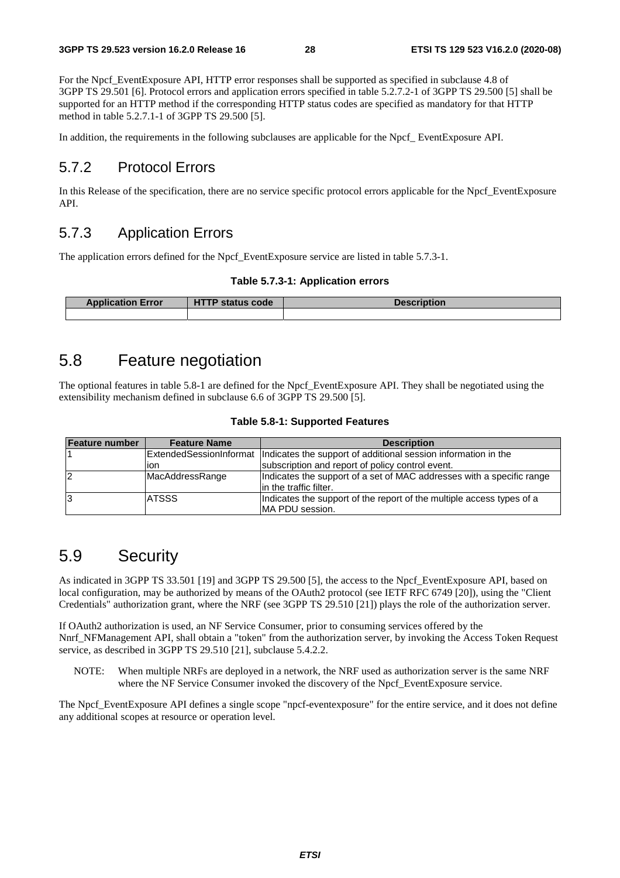For the Npcf_EventExposure API, HTTP error responses shall be supported as specified in subclause 4.8 of 3GPP TS 29.501 [6]. Protocol errors and application errors specified in table 5.2.7.2-1 of 3GPP TS 29.500 [5] shall be supported for an HTTP method if the corresponding HTTP status codes are specified as mandatory for that HTTP method in table 5.2.7.1-1 of 3GPP TS 29.500 [5].

In addition, the requirements in the following subclauses are applicable for the Npcf_ EventExposure API.

### 5.7.2 Protocol Errors

In this Release of the specification, there are no service specific protocol errors applicable for the Npcf_EventExposure API.

### 5.7.3 Application Errors

The application errors defined for the Npcf_EventExposure service are listed in table 5.7.3-1.

**Table 5.7.3-1: Application errors**

| Application Error | HTTP status code | Description |
|---|---|---|
| | | |

## 5.8 Feature negotiation

The optional features in table 5.8-1 are defined for the Npcf_EventExposure API. They shall be negotiated using the extensibility mechanism defined in subclause 6.6 of 3GPP TS 29.500 [5].

**Table 5.8-1: Supported Features**

| Feature number | Feature Name | Description |
|---|---|---|
| 1 | ExtendedSessionInformation | Indicates the support of additional session information in the subscription and report of policy control event. |
| 2 | MacAddressRange | Indicates the support of a set of MAC addresses with a specific range in the traffic filter. |
| 3 | ATSSS | Indicates the support of the report of the multiple access types of a MA PDU session. |

## 5.9 Security

As indicated in 3GPP TS 33.501 [19] and 3GPP TS 29.500 [5], the access to the Npcf_EventExposure API, based on local configuration, may be authorized by means of the OAuth2 protocol (see IETF RFC 6749 [20]), using the "Client Credentials" authorization grant, where the NRF (see 3GPP TS 29.510 [21]) plays the role of the authorization server.

If OAuth2 authorization is used, an NF Service Consumer, prior to consuming services offered by the Nnrf_NFManagement API, shall obtain a "token" from the authorization server, by invoking the Access Token Request service, as described in 3GPP TS 29.510 [21], subclause 5.4.2.2.

NOTE: When multiple NRFs are deployed in a network, the NRF used as authorization server is the same NRF where the NF Service Consumer invoked the discovery of the Npcf_EventExposure service.

The Npcf_EventExposure API defines a single scope "npcf-eventexposure" for the entire service, and it does not define any additional scopes at resource or operation level.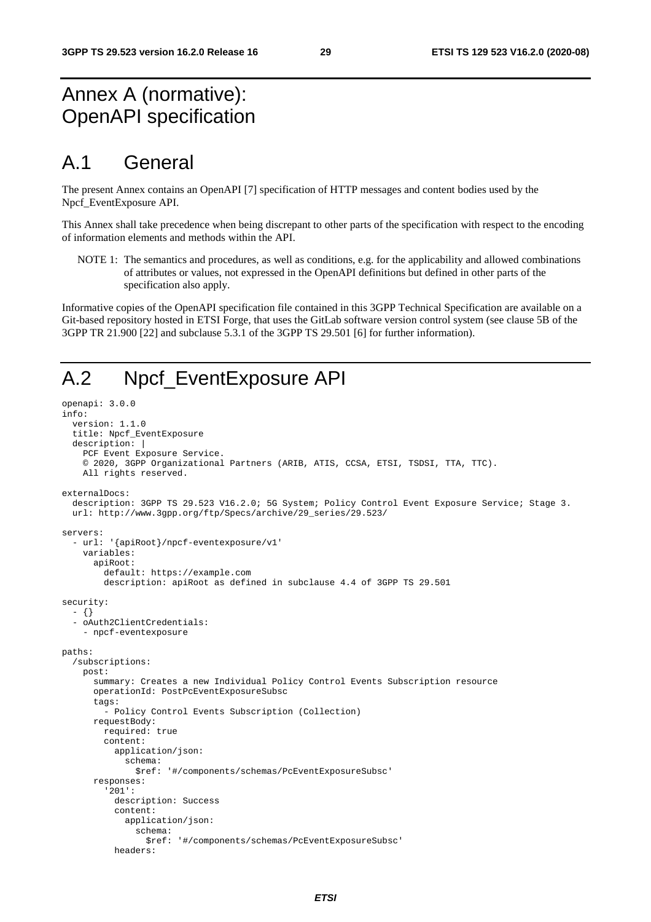# Annex A (normative): OpenAPI specification

# A.1 General

The present Annex contains an OpenAPI [7] specification of HTTP messages and content bodies used by the Npcf_EventExposure API.

This Annex shall take precedence when being discrepant to other parts of the specification with respect to the encoding of information elements and methods within the API.

NOTE 1: The semantics and procedures, as well as conditions, e.g. for the applicability and allowed combinations of attributes or values, not expressed in the OpenAPI definitions but defined in other parts of the specification also apply.

Informative copies of the OpenAPI specification file contained in this 3GPP Technical Specification are available on a Git-based repository hosted in ETSI Forge, that uses the GitLab software version control system (see clause 5B of the 3GPP TR 21.900 [22] and subclause 5.3.1 of the 3GPP TS 29.501 [6] for further information).

# A.2 Npcf_EventExposure API

```
openapi: 3.0.0
info:
  version: 1.1.0
  title: Npcf_EventExposure
  description: |
    PCF Event Exposure Service.
    © 2020, 3GPP Organizational Partners (ARIB, ATIS, CCSA, ETSI, TSDSI, TTA, TTC).
    All rights reserved.

externalDocs:
  description: 3GPP TS 29.523 V16.2.0; 5G System; Policy Control Event Exposure Service; Stage 3.
  url: http://www.3gpp.org/ftp/Specs/archive/29_series/29.523/

servers:
  - url: '{apiRoot}/npcf-eventexposure/v1'
    variables:
      apiRoot:
        default: https://example.com
        description: apiRoot as defined in subclause 4.4 of 3GPP TS 29.501

security:
  - {}
  - oAuth2ClientCredentials:
    - npcf-eventexposure

paths:
  /subscriptions:
    post:
      summary: Creates a new Individual Policy Control Events Subscription resource
      operationId: PostPcEventExposureSubsc
      tags:
        - Policy Control Events Subscription (Collection)
      requestBody:
        required: true
        content:
          application/json:
            schema:
              $ref: '#/components/schemas/PcEventExposureSubsc'
      responses:
        '201':
          description: Success
          content:
            application/json:
              schema:
                $ref: '#/components/schemas/PcEventExposureSubsc'
          headers:
```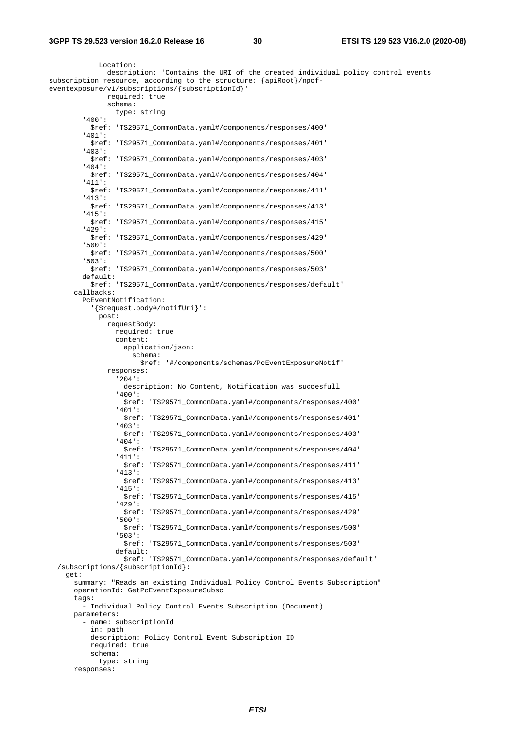```
            Location:
              description: 'Contains the URI of the created individual policy control events
subscription resource, according to the structure: {apiRoot}/npcf-
eventexposure/v1/subscriptions/{subscriptionId}'
              required: true
              schema:
                type: string
        '400':
          $ref: 'TS29571_CommonData.yaml#/components/responses/400'
        '401':
          $ref: 'TS29571_CommonData.yaml#/components/responses/401'
        '403':
          $ref: 'TS29571_CommonData.yaml#/components/responses/403'
        '404':
          $ref: 'TS29571_CommonData.yaml#/components/responses/404'
        '411':
          $ref: 'TS29571_CommonData.yaml#/components/responses/411'
        '413':
          $ref: 'TS29571_CommonData.yaml#/components/responses/413'
        '415':
          $ref: 'TS29571_CommonData.yaml#/components/responses/415'
        '429':
          $ref: 'TS29571_CommonData.yaml#/components/responses/429'
        '500':
          $ref: 'TS29571_CommonData.yaml#/components/responses/500'
        '503':
          $ref: 'TS29571_CommonData.yaml#/components/responses/503'
        default:
          $ref: 'TS29571_CommonData.yaml#/components/responses/default'
      callbacks:
        PcEventNotification:
          '{$request.body#/notifUri}':
            post:
              requestBody:
                required: true
                content:
                  application/json:
                    schema:
                      $ref: '#/components/schemas/PcEventExposureNotif'
              responses:
                '204':
                  description: No Content, Notification was succesfull
                '400':
                  $ref: 'TS29571_CommonData.yaml#/components/responses/400'
                '401':
                  $ref: 'TS29571_CommonData.yaml#/components/responses/401'
                '403':
                  $ref: 'TS29571_CommonData.yaml#/components/responses/403'
                '404':
                  $ref: 'TS29571_CommonData.yaml#/components/responses/404'
                '411':
                  $ref: 'TS29571_CommonData.yaml#/components/responses/411'
                '413':
                  $ref: 'TS29571_CommonData.yaml#/components/responses/413'
                '415':
                  $ref: 'TS29571_CommonData.yaml#/components/responses/415'
                '429':
                  $ref: 'TS29571_CommonData.yaml#/components/responses/429'
                '500':
                  $ref: 'TS29571_CommonData.yaml#/components/responses/500'
                '503':
                  $ref: 'TS29571_CommonData.yaml#/components/responses/503'
                default:
                  $ref: 'TS29571_CommonData.yaml#/components/responses/default'
  /subscriptions/{subscriptionId}:
    get:
      summary: "Reads an existing Individual Policy Control Events Subscription"
      operationId: GetPcEventExposureSubsc
      tags:
        - Individual Policy Control Events Subscription (Document)
      parameters:
        - name: subscriptionId
          in: path
          description: Policy Control Event Subscription ID
          required: true
          schema:
            type: string
      responses:
```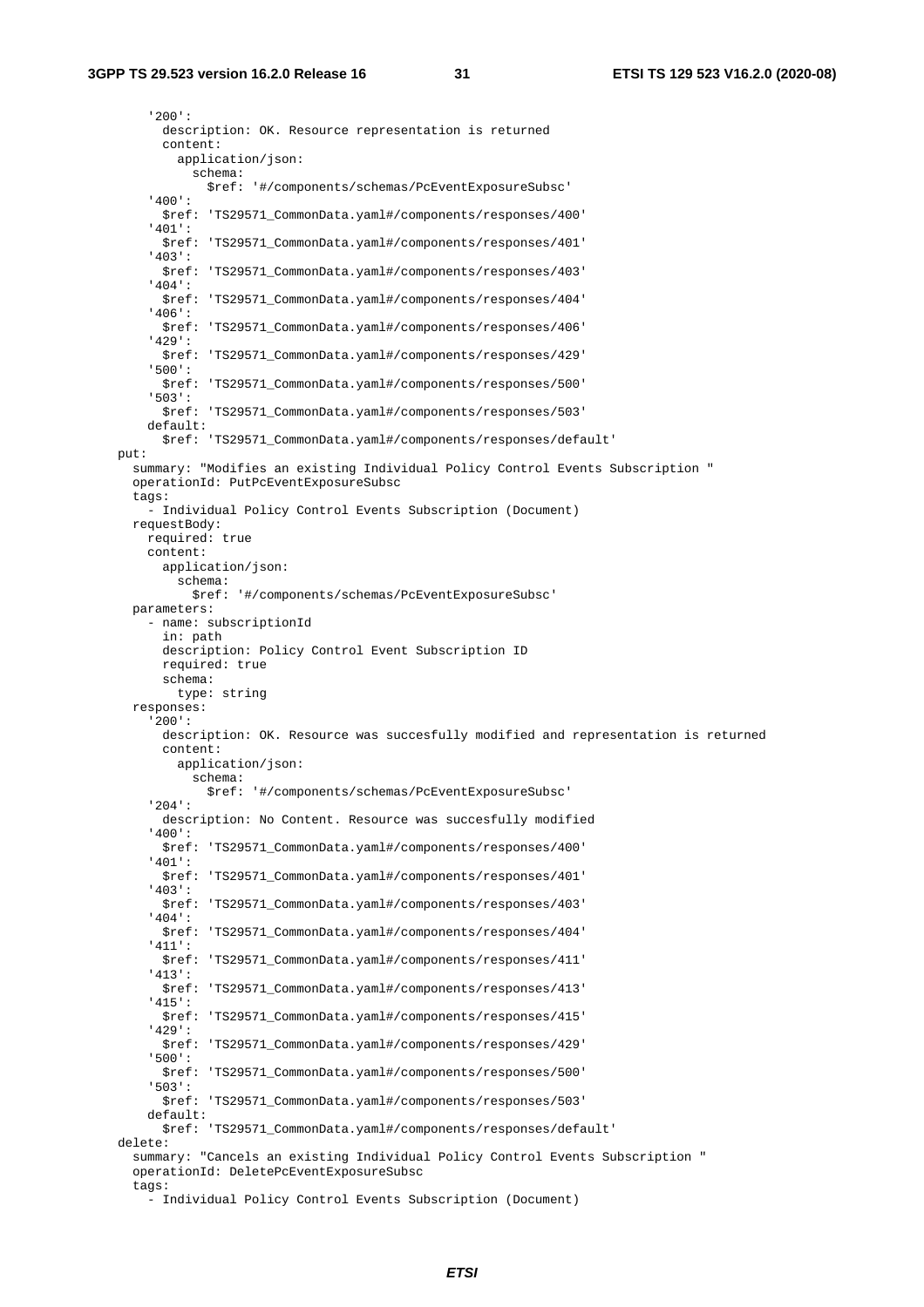```
        '200':
          description: OK. Resource representation is returned
          content:
            application/json:
              schema:
                $ref: '#/components/schemas/PcEventExposureSubsc'
        '400':
          $ref: 'TS29571_CommonData.yaml#/components/responses/400'
        '401':
          $ref: 'TS29571_CommonData.yaml#/components/responses/401'
        '403':
          $ref: 'TS29571_CommonData.yaml#/components/responses/403'
        '404':
          $ref: 'TS29571_CommonData.yaml#/components/responses/404'
        '406':
          $ref: 'TS29571_CommonData.yaml#/components/responses/406'
        '429':
          $ref: 'TS29571_CommonData.yaml#/components/responses/429'
        '500':
          $ref: 'TS29571_CommonData.yaml#/components/responses/500'
        '503':
          $ref: 'TS29571_CommonData.yaml#/components/responses/503'
        default:
          $ref: 'TS29571_CommonData.yaml#/components/responses/default'
    put:
      summary: "Modifies an existing Individual Policy Control Events Subscription "
      operationId: PutPcEventExposureSubsc
      tags:
        - Individual Policy Control Events Subscription (Document)
      requestBody:
        required: true
        content:
          application/json:
            schema:
              $ref: '#/components/schemas/PcEventExposureSubsc'
      parameters:
        - name: subscriptionId
          in: path
          description: Policy Control Event Subscription ID
          required: true
          schema:
            type: string
      responses:
        '200':
          description: OK. Resource was succesfully modified and representation is returned
          content:
            application/json:
              schema:
                $ref: '#/components/schemas/PcEventExposureSubsc'
        '204':
          description: No Content. Resource was succesfully modified
        '400':
          $ref: 'TS29571_CommonData.yaml#/components/responses/400'
        '401':
          $ref: 'TS29571_CommonData.yaml#/components/responses/401'
        '403':
          $ref: 'TS29571_CommonData.yaml#/components/responses/403'
        '404':
          $ref: 'TS29571_CommonData.yaml#/components/responses/404'
        '411':
          $ref: 'TS29571_CommonData.yaml#/components/responses/411'
        '413':
          $ref: 'TS29571_CommonData.yaml#/components/responses/413'
        '415':
          $ref: 'TS29571_CommonData.yaml#/components/responses/415'
        '429':
          $ref: 'TS29571_CommonData.yaml#/components/responses/429'
        '500':
          $ref: 'TS29571_CommonData.yaml#/components/responses/500'
        '503':
          $ref: 'TS29571_CommonData.yaml#/components/responses/503'
        default:
          $ref: 'TS29571_CommonData.yaml#/components/responses/default'
    delete:
      summary: "Cancels an existing Individual Policy Control Events Subscription "
      operationId: DeletePcEventExposureSubsc
      tags:
        - Individual Policy Control Events Subscription (Document)
```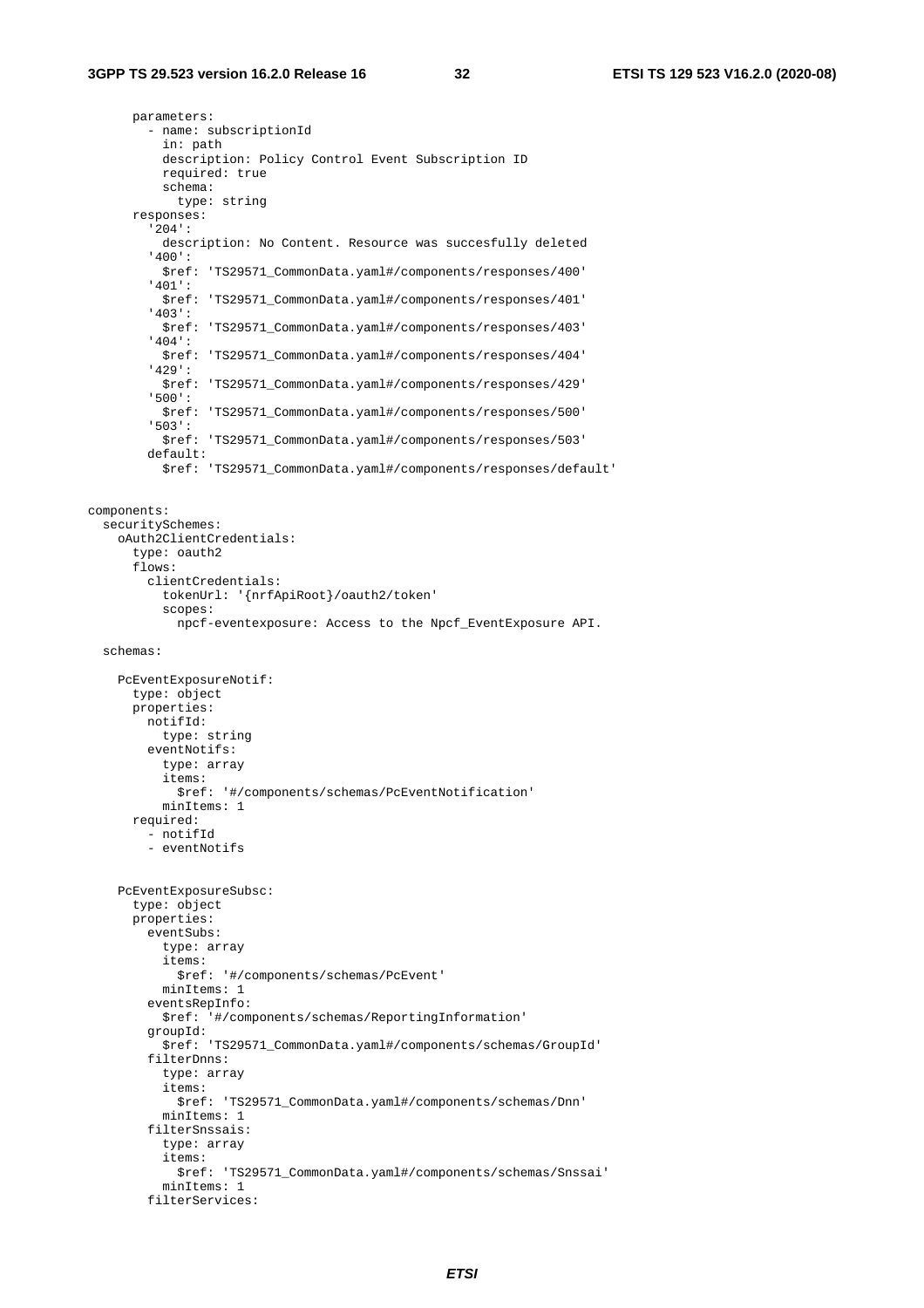```
      parameters:
        - name: subscriptionId
          in: path
          description: Policy Control Event Subscription ID
          required: true
          schema:
            type: string
      responses:
        '204':
          description: No Content. Resource was succesfully deleted
        '400':
          $ref: 'TS29571_CommonData.yaml#/components/responses/400'
        '401':
          $ref: 'TS29571_CommonData.yaml#/components/responses/401'
        '403':
          $ref: 'TS29571_CommonData.yaml#/components/responses/403'
        '404':
          $ref: 'TS29571_CommonData.yaml#/components/responses/404'
        '429':
          $ref: 'TS29571_CommonData.yaml#/components/responses/429'
        '500':
          $ref: 'TS29571_CommonData.yaml#/components/responses/500'
        '503':
          $ref: 'TS29571_CommonData.yaml#/components/responses/503'
        default:
          $ref: 'TS29571_CommonData.yaml#/components/responses/default'


components:
  securitySchemes:
    oAuth2ClientCredentials:
      type: oauth2
      flows:
        clientCredentials:
          tokenUrl: '{nrfApiRoot}/oauth2/token'
          scopes:
            npcf-eventexposure: Access to the Npcf_EventExposure API.

  schemas:

    PcEventExposureNotif:
      type: object
      properties:
        notifId:
          type: string
        eventNotifs:
          type: array
          items:
            $ref: '#/components/schemas/PcEventNotification'
          minItems: 1
      required:
        - notifId
        - eventNotifs


    PcEventExposureSubsc:
      type: object
      properties:
        eventSubs:
          type: array
          items:
            $ref: '#/components/schemas/PcEvent'
          minItems: 1
        eventsRepInfo:
          $ref: '#/components/schemas/ReportingInformation'
        groupId:
          $ref: 'TS29571_CommonData.yaml#/components/schemas/GroupId'
        filterDnns:
          type: array
          items:
            $ref: 'TS29571_CommonData.yaml#/components/schemas/Dnn'
          minItems: 1
        filterSnssais:
          type: array
          items:
            $ref: 'TS29571_CommonData.yaml#/components/schemas/Snssai'
          minItems: 1
        filterServices:
```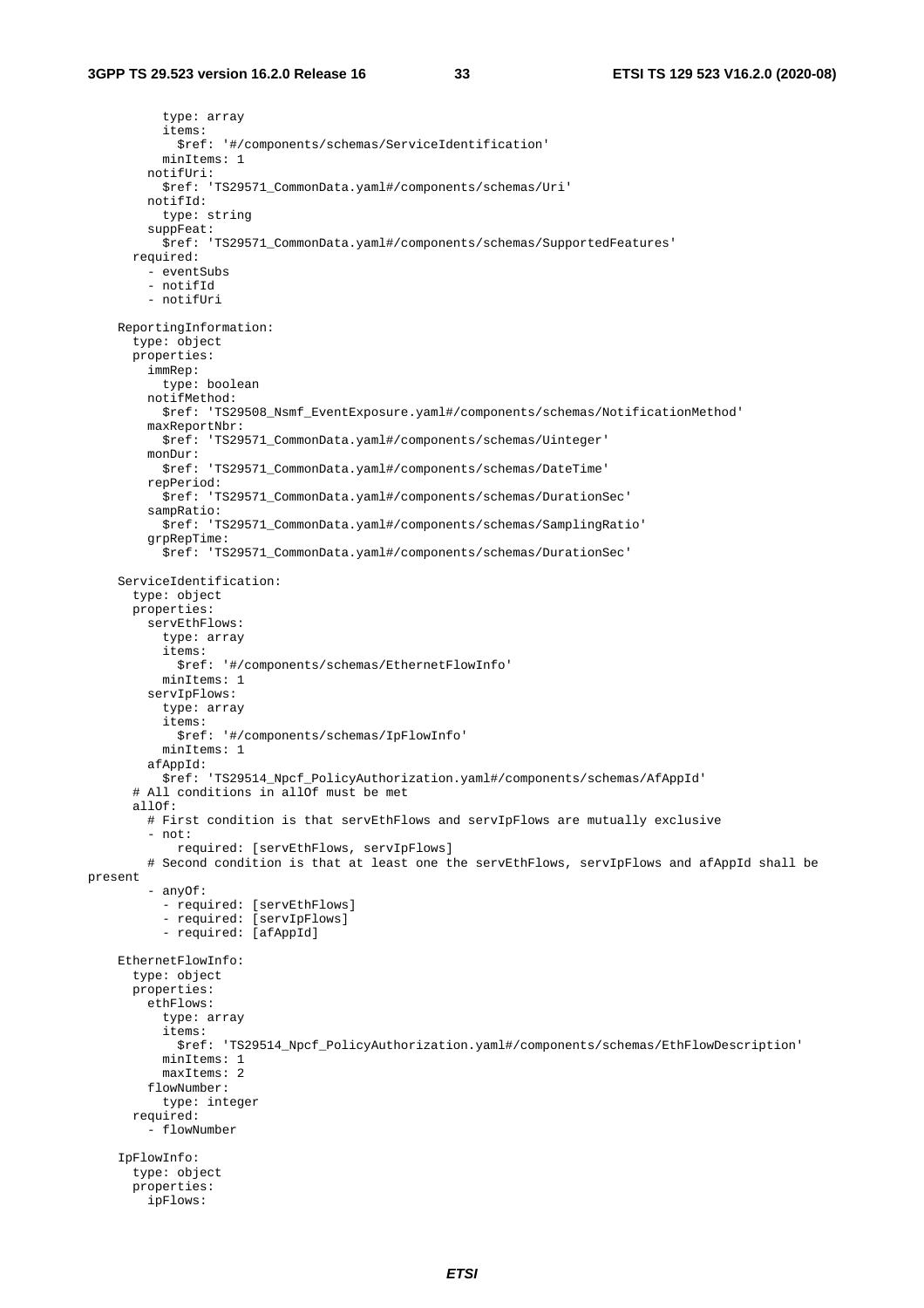```
          type: array
          items:
            $ref: '#/components/schemas/ServiceIdentification'
          minItems: 1
        notifUri:
          $ref: 'TS29571_CommonData.yaml#/components/schemas/Uri'
        notifId:
          type: string
        suppFeat:
          $ref: 'TS29571_CommonData.yaml#/components/schemas/SupportedFeatures'
      required:
        - eventSubs
        - notifId
        - notifUri

    ReportingInformation:
      type: object
      properties:
        immRep:
          type: boolean
        notifMethod:
          $ref: 'TS29508_Nsmf_EventExposure.yaml#/components/schemas/NotificationMethod'
        maxReportNbr:
          $ref: 'TS29571_CommonData.yaml#/components/schemas/Uinteger'
        monDur:
          $ref: 'TS29571_CommonData.yaml#/components/schemas/DateTime'
        repPeriod:
          $ref: 'TS29571_CommonData.yaml#/components/schemas/DurationSec'
        sampRatio:
          $ref: 'TS29571_CommonData.yaml#/components/schemas/SamplingRatio'
        grpRepTime:
          $ref: 'TS29571_CommonData.yaml#/components/schemas/DurationSec'

    ServiceIdentification:
      type: object
      properties:
        servEthFlows:
          type: array
          items:
            $ref: '#/components/schemas/EthernetFlowInfo'
          minItems: 1
        servIpFlows:
          type: array
          items:
            $ref: '#/components/schemas/IpFlowInfo'
          minItems: 1
        afAppId:
          $ref: 'TS29514_Npcf_PolicyAuthorization.yaml#/components/schemas/AfAppId'
      # All conditions in allOf must be met
      allOf:
        # First condition is that servEthFlows and servIpFlows are mutually exclusive
        - not:
            required: [servEthFlows, servIpFlows]
        # Second condition is that at least one the servEthFlows, servIpFlows and afAppId shall be
present
        - anyOf:
          - required: [servEthFlows]
          - required: [servIpFlows]
          - required: [afAppId]

    EthernetFlowInfo:
      type: object
      properties:
        ethFlows:
          type: array
          items:
            $ref: 'TS29514_Npcf_PolicyAuthorization.yaml#/components/schemas/EthFlowDescription'
          minItems: 1
          maxItems: 2
        flowNumber:
          type: integer
      required:
        - flowNumber

    IpFlowInfo:
      type: object
      properties:
        ipFlows:
```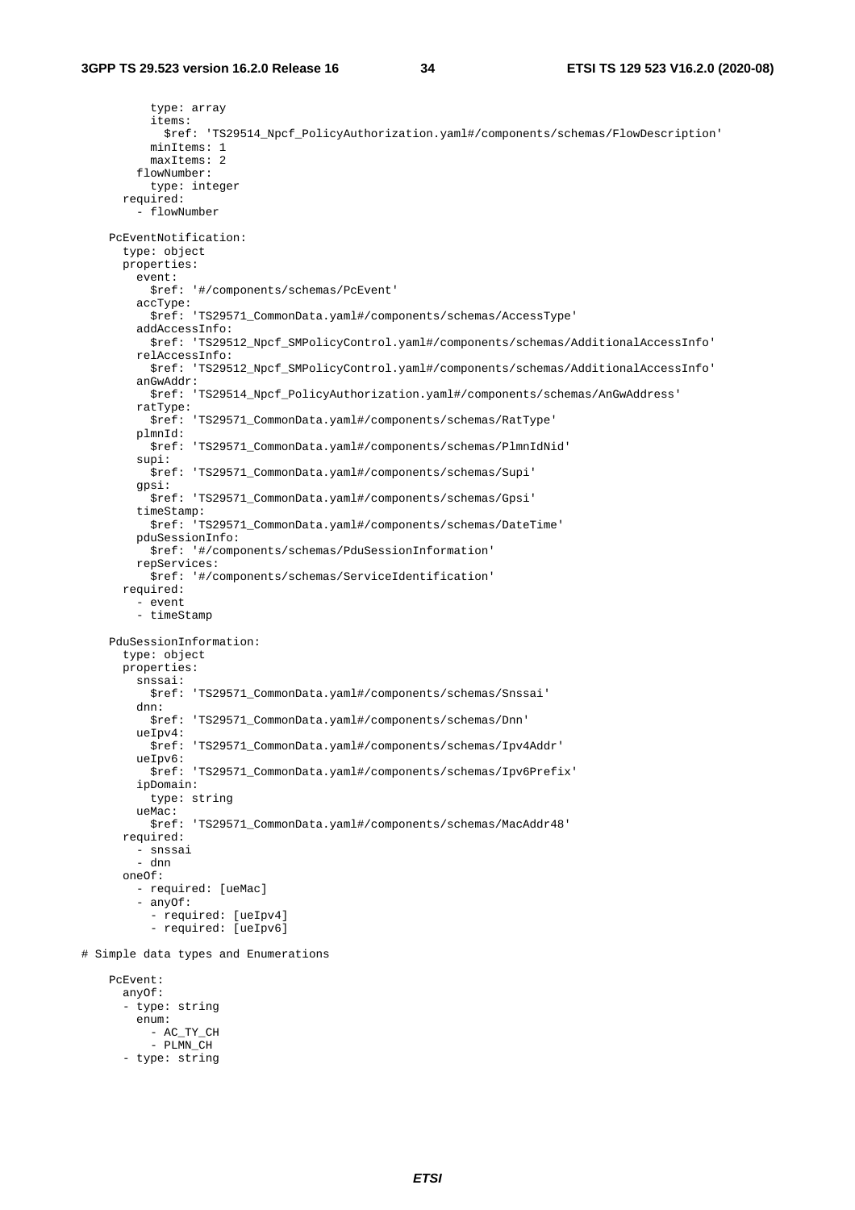```
          type: array
          items:
            $ref: 'TS29514_Npcf_PolicyAuthorization.yaml#/components/schemas/FlowDescription'
          minItems: 1
          maxItems: 2
        flowNumber:
          type: integer
      required:
        - flowNumber

    PcEventNotification:
      type: object
      properties:
        event:
          $ref: '#/components/schemas/PcEvent'
        accType:
          $ref: 'TS29571_CommonData.yaml#/components/schemas/AccessType'
        addAccessInfo:
          $ref: 'TS29512_Npcf_SMPolicyControl.yaml#/components/schemas/AdditionalAccessInfo'
        relAccessInfo:
          $ref: 'TS29512_Npcf_SMPolicyControl.yaml#/components/schemas/AdditionalAccessInfo'
        anGwAddr:
          $ref: 'TS29514_Npcf_PolicyAuthorization.yaml#/components/schemas/AnGwAddress'
        ratType:
          $ref: 'TS29571_CommonData.yaml#/components/schemas/RatType'
        plmnId:
          $ref: 'TS29571_CommonData.yaml#/components/schemas/PlmnIdNid'
        supi:
          $ref: 'TS29571_CommonData.yaml#/components/schemas/Supi'
        gpsi:
          $ref: 'TS29571_CommonData.yaml#/components/schemas/Gpsi'
        timeStamp:
          $ref: 'TS29571_CommonData.yaml#/components/schemas/DateTime'
        pduSessionInfo:
          $ref: '#/components/schemas/PduSessionInformation'
        repServices:
          $ref: '#/components/schemas/ServiceIdentification'
      required:
        - event
        - timeStamp

    PduSessionInformation:
      type: object
      properties:
        snssai:
          $ref: 'TS29571_CommonData.yaml#/components/schemas/Snssai'
        dnn:
          $ref: 'TS29571_CommonData.yaml#/components/schemas/Dnn'
        ueIpv4:
          $ref: 'TS29571_CommonData.yaml#/components/schemas/Ipv4Addr'
        ueIpv6:
          $ref: 'TS29571_CommonData.yaml#/components/schemas/Ipv6Prefix'
        ipDomain:
          type: string
        ueMac:
          $ref: 'TS29571_CommonData.yaml#/components/schemas/MacAddr48'
      required:
        - snssai
        - dnn
      oneOf:
        - required: [ueMac]
        - anyOf:
          - required: [ueIpv4]
          - required: [ueIpv6]

# Simple data types and Enumerations

    PcEvent:
      anyOf:
      - type: string
        enum:
          - AC_TY_CH
          - PLMN_CH
      - type: string
```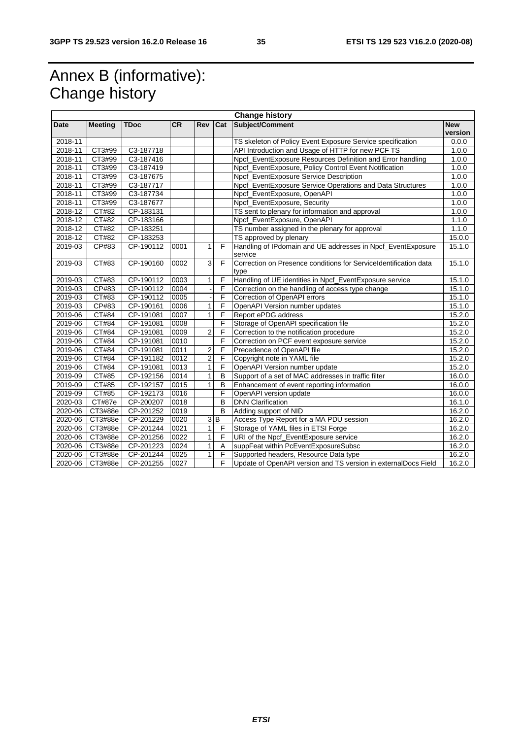# Annex B (informative): Change history

| Change history | | | | | | | |
|---|---|---|---|---|---|---|---|
| **Date** | **Meeting** | **TDoc** | **CR** | **Rev** | **Cat** | **Subject/Comment** | **New version** |
| 2018-11 | | | | | | TS skeleton of Policy Event Exposure Service specification | 0.0.0 |
| 2018-11 | CT3#99 | C3-187718 | | | | API Introduction and Usage of HTTP for new PCF TS | 1.0.0 |
| 2018-11 | CT3#99 | C3-187416 | | | | Npcf_EventExposure Resources Definition and Error handling | 1.0.0 |
| 2018-11 | CT3#99 | C3-187419 | | | | Npcf_EventExposure, Policy Control Event Notification | 1.0.0 |
| 2018-11 | CT3#99 | C3-187675 | | | | Npcf_EventExposure Service Description | 1.0.0 |
| 2018-11 | CT3#99 | C3-187717 | | | | Npcf_EventExposure Service Operations and Data Structures | 1.0.0 |
| 2018-11 | CT3#99 | C3-187734 | | | | Npcf_EventExposure, OpenAPI | 1.0.0 |
| 2018-11 | CT3#99 | C3-187677 | | | | Npcf_EventExposure, Security | 1.0.0 |
| 2018-12 | CT#82 | CP-183131 | | | | TS sent to plenary for information and approval | 1.0.0 |
| 2018-12 | CT#82 | CP-183166 | | | | Npcf_EventExposure, OpenAPI | 1.1.0 |
| 2018-12 | CT#82 | CP-183251 | | | | TS number assigned in the plenary for approval | 1.1.0 |
| 2018-12 | CT#82 | CP-183253 | | | | TS approved by plenary | 15.0.0 |
| 2019-03 | CP#83 | CP-190112 | 0001 | 1 | F | Handling of IPdomain and UE addresses in Npcf_EventExposure service | 15.1.0 |
| 2019-03 | CT#83 | CP-190160 | 0002 | 3 | F | Correction on Presence conditions for ServiceIdentification data type | 15.1.0 |
| 2019-03 | CT#83 | CP-190112 | 0003 | 1 | F | Handling of UE identities in Npcf_EventExposure service | 15.1.0 |
| 2019-03 | CP#83 | CP-190112 | 0004 | - | F | Correction on the handling of access type change | 15.1.0 |
| 2019-03 | CT#83 | CP-190112 | 0005 | - | F | Correction of OpenAPI errors | 15.1.0 |
| 2019-03 | CP#83 | CP-190161 | 0006 | 1 | F | OpenAPI Version number updates | 15.1.0 |
| 2019-06 | CT#84 | CP-191081 | 0007 | 1 | F | Report ePDG address | 15.2.0 |
| 2019-06 | CT#84 | CP-191081 | 0008 | | F | Storage of OpenAPI specification file | 15.2.0 |
| 2019-06 | CT#84 | CP-191081 | 0009 | 2 | F | Correction to the notification procedure | 15.2.0 |
| 2019-06 | CT#84 | CP-191081 | 0010 | | F | Correction on PCF event exposure service | 15.2.0 |
| 2019-06 | CT#84 | CP-191081 | 0011 | 2 | F | Precedence of OpenAPI file | 15.2.0 |
| 2019-06 | CT#84 | CP-191182 | 0012 | 2 | F | Copyright note in YAML file | 15.2.0 |
| 2019-06 | CT#84 | CP-191081 | 0013 | 1 | F | OpenAPI Version number update | 15.2.0 |
| 2019-09 | CT#85 | CP-192156 | 0014 | 1 | B | Support of a set of MAC addresses in traffic filter | 16.0.0 |
| 2019-09 | CT#85 | CP-192157 | 0015 | 1 | B | Enhancement of event reporting information | 16.0.0 |
| 2019-09 | CT#85 | CP-192173 | 0016 | | F | OpenAPI version update | 16.0.0 |
| 2020-03 | CT#87e | CP-200207 | 0018 | | B | DNN Clarification | 16.1.0 |
| 2020-06 | CT3#88e | CP-201252 | 0019 | | B | Adding support of NID | 16.2.0 |
| 2020-06 | CT3#88e | CP-201229 | 0020 | 3 | B | Access Type Report for a MA PDU session | 16.2.0 |
| 2020-06 | CT3#88e | CP-201244 | 0021 | 1 | F | Storage of YAML files in ETSI Forge | 16.2.0 |
| 2020-06 | CT3#88e | CP-201256 | 0022 | 1 | F | URI of the Npcf_EventExposure service | 16.2.0 |
| 2020-06 | CT3#88e | CP-201223 | 0024 | 1 | A | suppFeat within PcEventExposureSubsc | 16.2.0 |
| 2020-06 | CT3#88e | CP-201244 | 0025 | 1 | F | Supported headers, Resource Data type | 16.2.0 |
| 2020-06 | CT3#88e | CP-201255 | 0027 | | F | Update of OpenAPI version and TS version in externalDocs Field | 16.2.0 |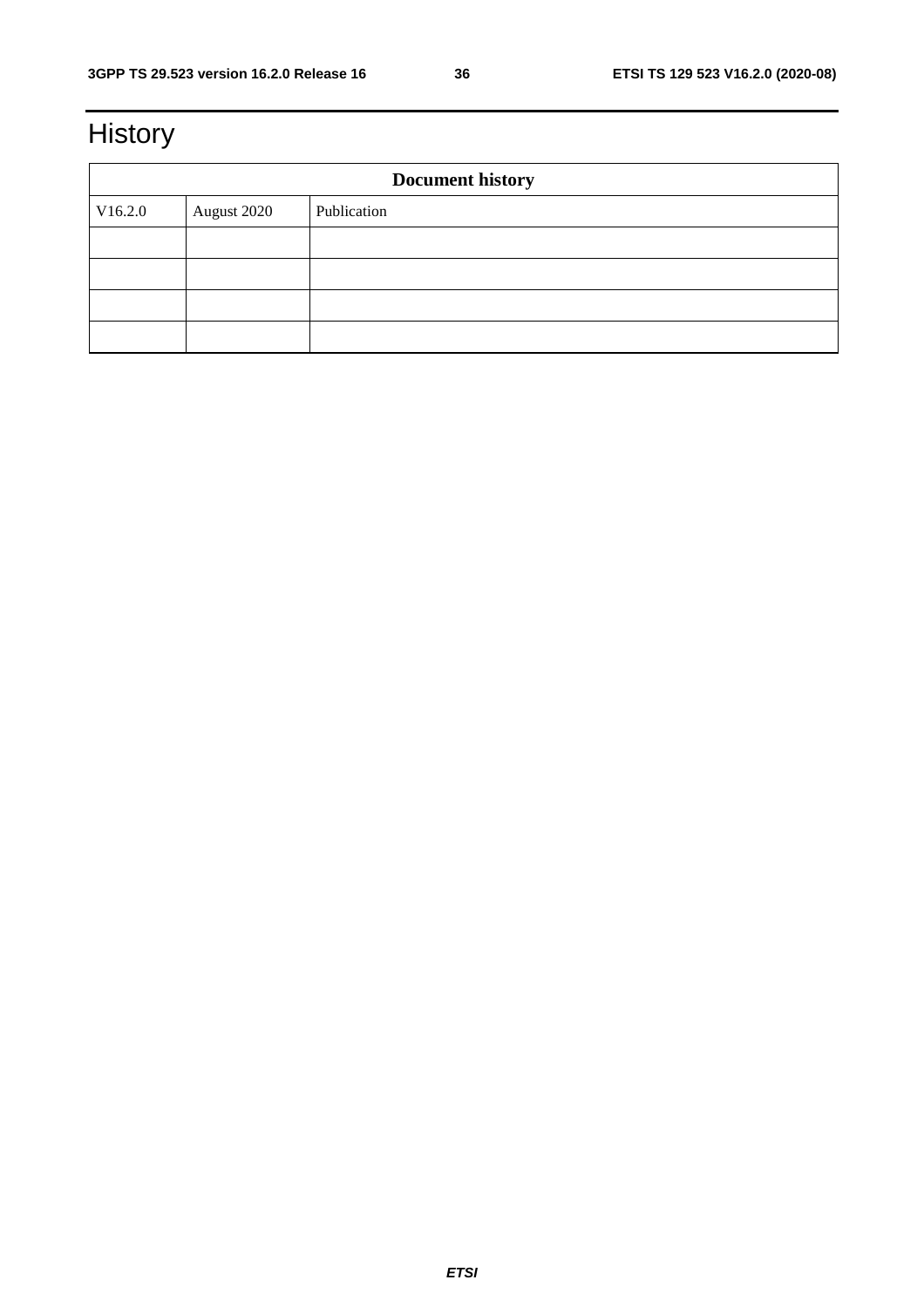# History

| Document history | | |
|---|---|---|
| V16.2.0 | August 2020 | Publication |
| | | |
| | | |
| | | |
| | | |